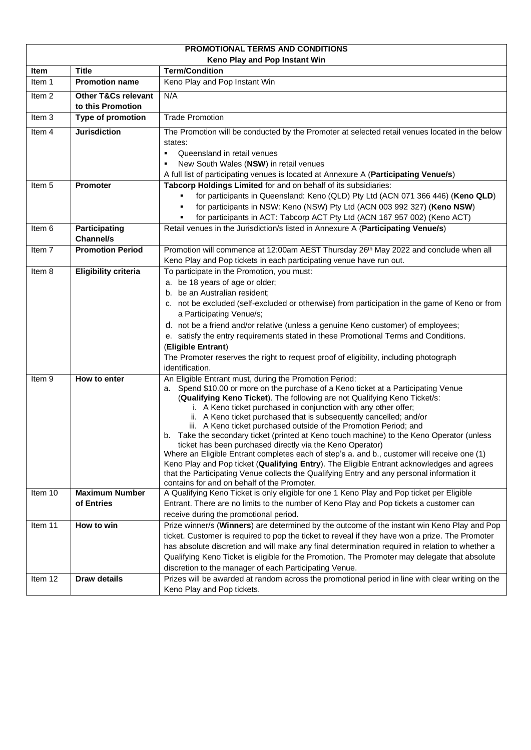| PROMOTIONAL TERMS AND CONDITIONS<br>Keno Play and Pop Instant Win | | |
|---|---|---|
| **Item** | **Title** | **Term/Condition** |
| Item 1 | **Promotion name** | Keno Play and Pop Instant Win |
| Item 2 | **Other T&Cs relevant to this Promotion** | N/A |
| Item 3 | **Type of promotion** | Trade Promotion |
| Item 4 | **Jurisdiction** | The Promotion will be conducted by the Promoter at selected retail venues located in the below states:<br>▪ Queensland in retail venues<br>▪ New South Wales (**NSW**) in retail venues<br>A full list of participating venues is located at Annexure A (**Participating Venue/s**) |
| Item 5 | **Promoter** | **Tabcorp Holdings Limited** for and on behalf of its subsidiaries:<br>▪ for participants in Queensland: Keno (QLD) Pty Ltd (ACN 071 366 446) (**Keno QLD**)<br>▪ for participants in NSW: Keno (NSW) Pty Ltd (ACN 003 992 327) (**Keno NSW**)<br>▪ for participants in ACT: Tabcorp ACT Pty Ltd (ACN 167 957 002) (Keno ACT) |
| Item 6 | **Participating Channel/s** | Retail venues in the Jurisdiction/s listed in Annexure A (**Participating Venue/s**) |
| Item 7 | **Promotion Period** | Promotion will commence at 12:00am AEST Thursday 26th May 2022 and conclude when all Keno Play and Pop tickets in each participating venue have run out. |
| Item 8 | **Eligibility criteria** | To participate in the Promotion, you must:<br>a. be 18 years of age or older;<br>b. be an Australian resident;<br>c. not be excluded (self-excluded or otherwise) from participation in the game of Keno or from a Participating Venue/s;<br>d. not be a friend and/or relative (unless a genuine Keno customer) of employees;<br>e. satisfy the entry requirements stated in these Promotional Terms and Conditions.<br>(**Eligible Entrant**)<br>The Promoter reserves the right to request proof of eligibility, including photograph identification. |
| Item 9 | **How to enter** | An Eligible Entrant must, during the Promotion Period:<br>a. Spend $10.00 or more on the purchase of a Keno ticket at a Participating Venue (**Qualifying Keno Ticket**). The following are not Qualifying Keno Ticket/s:<br>i. A Keno ticket purchased in conjunction with any other offer;<br>ii. A Keno ticket purchased that is subsequently cancelled; and/or<br>iii. A Keno ticket purchased outside of the Promotion Period; and<br>b. Take the secondary ticket (printed at Keno touch machine) to the Keno Operator (unless ticket has been purchased directly via the Keno Operator)<br>Where an Eligible Entrant completes each of step's a. and b., customer will receive one (1) Keno Play and Pop ticket (**Qualifying Entry**). The Eligible Entrant acknowledges and agrees that the Participating Venue collects the Qualifying Entry and any personal information it contains for and on behalf of the Promoter. |
| Item 10 | **Maximum Number of Entries** | A Qualifying Keno Ticket is only eligible for one 1 Keno Play and Pop ticket per Eligible Entrant. There are no limits to the number of Keno Play and Pop tickets a customer can receive during the promotional period. |
| Item 11 | **How to win** | Prize winner/s (**Winners**) are determined by the outcome of the instant win Keno Play and Pop ticket. Customer is required to pop the ticket to reveal if they have won a prize. The Promoter has absolute discretion and will make any final determination required in relation to whether a Qualifying Keno Ticket is eligible for the Promotion. The Promoter may delegate that absolute discretion to the manager of each Participating Venue. |
| Item 12 | **Draw details** | Prizes will be awarded at random across the promotional period in line with clear writing on the Keno Play and Pop tickets. |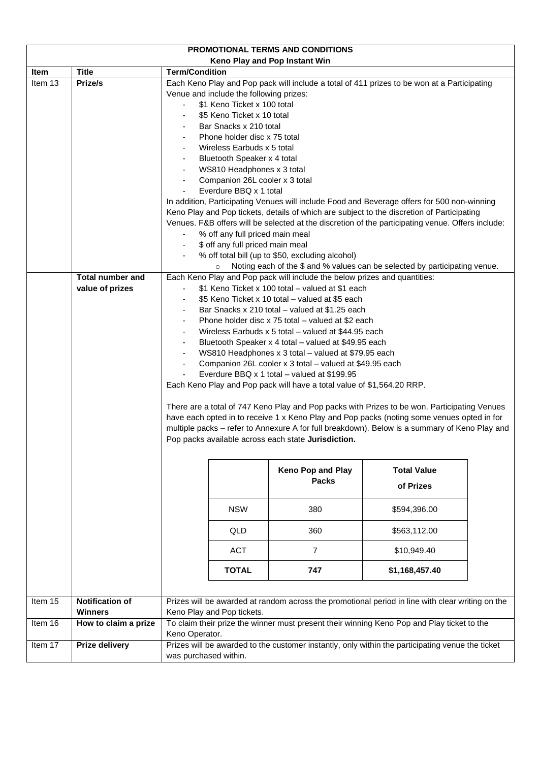| PROMOTIONAL TERMS AND CONDITIONS<br>Keno Play and Pop Instant Win | | |
|---|---|---|
| **Item** | **Title** | **Term/Condition** |
| Item 13 | **Prize/s** | Each Keno Play and Pop pack will include a total of 411 prizes to be won at a Participating Venue and include the following prizes:<br>- $1 Keno Ticket x 100 total<br>- $5 Keno Ticket x 10 total<br>- Bar Snacks x 210 total<br>- Phone holder disc x 75 total<br>- Wireless Earbuds x 5 total<br>- Bluetooth Speaker x 4 total<br>- WS810 Headphones x 3 total<br>- Companion 26L cooler x 3 total<br>- Everdure BBQ x 1 total<br>In addition, Participating Venues will include Food and Beverage offers for 500 non-winning Keno Play and Pop tickets, details of which are subject to the discretion of Participating Venues. F&B offers will be selected at the discretion of the participating venue. Offers include:<br>- % off any full priced main meal<br>- $ off any full priced main meal<br>- % off total bill (up to $50, excluding alcohol)<br>&nbsp;&nbsp;&nbsp;&nbsp;o Noting each of the $ and % values can be selected by participating venue. |
| | **Total number and value of prizes** | Each Keno Play and Pop pack will include the below prizes and quantities:<br>- $1 Keno Ticket x 100 total – valued at $1 each<br>- $5 Keno Ticket x 10 total – valued at $5 each<br>- Bar Snacks x 210 total – valued at $1.25 each<br>- Phone holder disc x 75 total – valued at $2 each<br>- Wireless Earbuds x 5 total – valued at $44.95 each<br>- Bluetooth Speaker x 4 total – valued at $49.95 each<br>- WS810 Headphones x 3 total – valued at $79.95 each<br>- Companion 26L cooler x 3 total – valued at $49.95 each<br>- Everdure BBQ x 1 total – valued at $199.95<br>Each Keno Play and Pop pack will have a total value of $1,564.20 RRP.<br><br>There are a total of 747 Keno Play and Pop packs with Prizes to be won. Participating Venues have each opted in to receive 1 x Keno Play and Pop packs (noting some venues opted in for multiple packs – refer to Annexure A for full breakdown). Below is a summary of Keno Play and Pop packs available across each state **Jurisdiction.** |
| Item 15 | **Notification of Winners** | Prizes will be awarded at random across the promotional period in line with clear writing on the Keno Play and Pop tickets. |
| Item 16 | **How to claim a prize** | To claim their prize the winner must present their winning Keno Pop and Play ticket to the Keno Operator. |
| Item 17 | **Prize delivery** | Prizes will be awarded to the customer instantly, only within the participating venue the ticket was purchased within. |

| | Keno Pop and Play Packs | Total Value of Prizes |
|---|---|---|
| NSW | 380 | $594,396.00 |
| QLD | 360 | $563,112.00 |
| ACT | 7 | $10,949.40 |
| **TOTAL** | **747** | **$1,168,457.40** |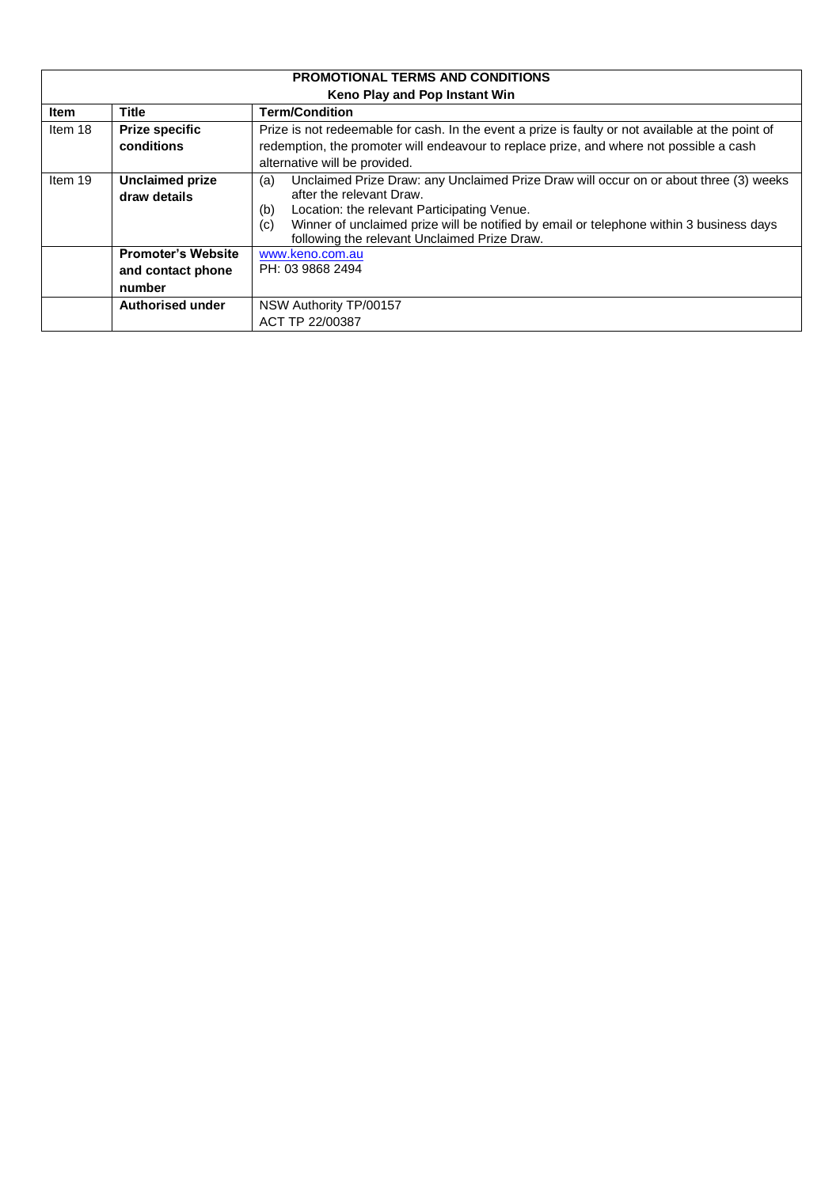| PROMOTIONAL TERMS AND CONDITIONS | | |
|---|---|---|
| **Keno Play and Pop Instant Win** | | |
| **Item** | **Title** | **Term/Condition** |
| Item 18 | **Prize specific conditions** | Prize is not redeemable for cash. In the event a prize is faulty or not available at the point of redemption, the promoter will endeavour to replace prize, and where not possible a cash alternative will be provided. |
| Item 19 | **Unclaimed prize draw details** | (a) Unclaimed Prize Draw: any Unclaimed Prize Draw will occur on or about three (3) weeks after the relevant Draw.<br>(b) Location: the relevant Participating Venue.<br>(c) Winner of unclaimed prize will be notified by email or telephone within 3 business days following the relevant Unclaimed Prize Draw. |
| | **Promoter's Website and contact phone number** | www.keno.com.au<br>PH: 03 9868 2494 |
| | **Authorised under** | NSW Authority TP/00157<br>ACT TP 22/00387 |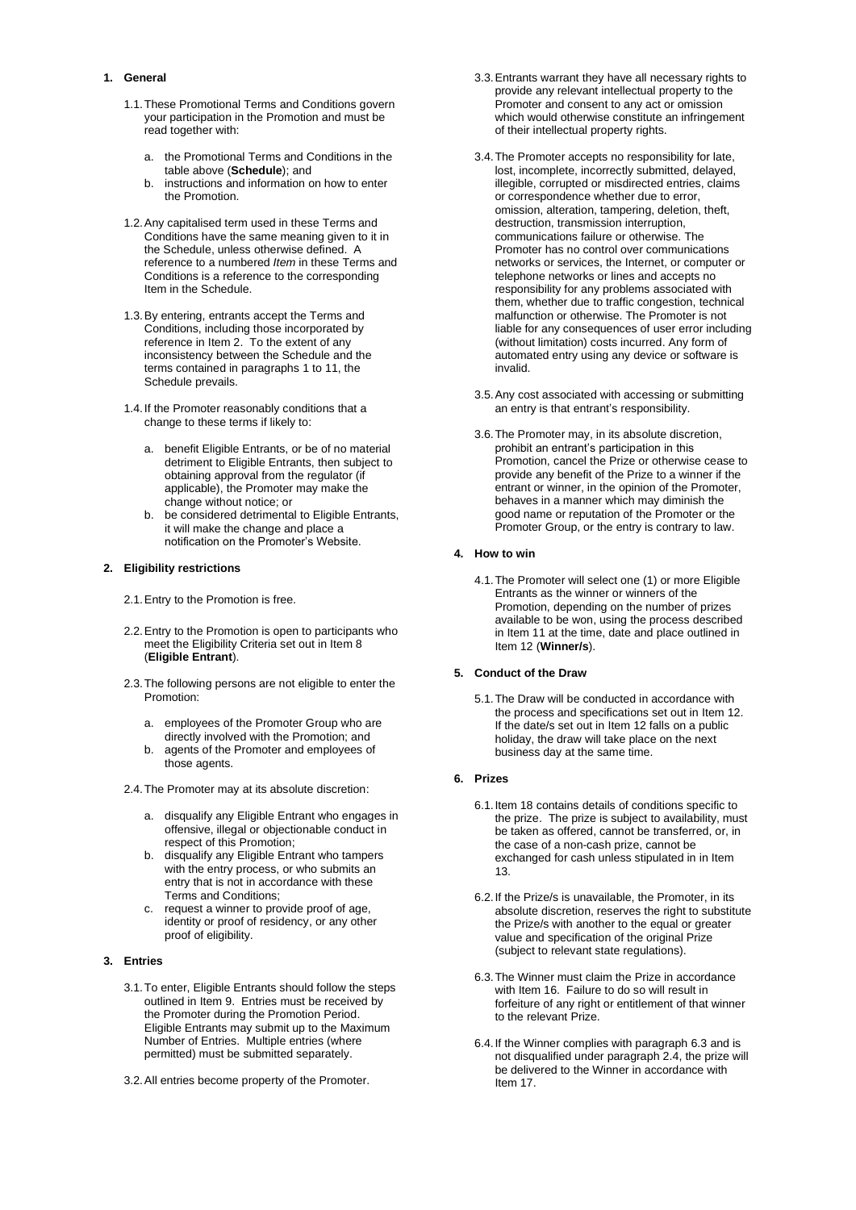## 1. General

1.1. These Promotional Terms and Conditions govern your participation in the Promotion and must be read together with:

a. the Promotional Terms and Conditions in the table above (**Schedule**); and
b. instructions and information on how to enter the Promotion.

1.2. Any capitalised term used in these Terms and Conditions have the same meaning given to it in the Schedule, unless otherwise defined. A reference to a numbered *Item* in these Terms and Conditions is a reference to the corresponding Item in the Schedule.

1.3. By entering, entrants accept the Terms and Conditions, including those incorporated by reference in Item 2. To the extent of any inconsistency between the Schedule and the terms contained in paragraphs 1 to 11, the Schedule prevails.

1.4. If the Promoter reasonably conditions that a change to these terms if likely to:

a. benefit Eligible Entrants, or be of no material detriment to Eligible Entrants, then subject to obtaining approval from the regulator (if applicable), the Promoter may make the change without notice; or
b. be considered detrimental to Eligible Entrants, it will make the change and place a notification on the Promoter's Website.

## 2. Eligibility restrictions

2.1. Entry to the Promotion is free.

2.2. Entry to the Promotion is open to participants who meet the Eligibility Criteria set out in Item 8 (**Eligible Entrant**).

2.3. The following persons are not eligible to enter the Promotion:

a. employees of the Promoter Group who are directly involved with the Promotion; and
b. agents of the Promoter and employees of those agents.

2.4. The Promoter may at its absolute discretion:

a. disqualify any Eligible Entrant who engages in offensive, illegal or objectionable conduct in respect of this Promotion;
b. disqualify any Eligible Entrant who tampers with the entry process, or who submits an entry that is not in accordance with these Terms and Conditions;
c. request a winner to provide proof of age, identity or proof of residency, or any other proof of eligibility.

## 3. Entries

3.1. To enter, Eligible Entrants should follow the steps outlined in Item 9. Entries must be received by the Promoter during the Promotion Period. Eligible Entrants may submit up to the Maximum Number of Entries. Multiple entries (where permitted) must be submitted separately.

3.2. All entries become property of the Promoter.

3.3. Entrants warrant they have all necessary rights to provide any relevant intellectual property to the Promoter and consent to any act or omission which would otherwise constitute an infringement of their intellectual property rights.

3.4. The Promoter accepts no responsibility for late, lost, incomplete, incorrectly submitted, delayed, illegible, corrupted or misdirected entries, claims or correspondence whether due to error, omission, alteration, tampering, deletion, theft, destruction, transmission interruption, communications failure or otherwise. The Promoter has no control over communications networks or services, the Internet, or computer or telephone networks or lines and accepts no responsibility for any problems associated with them, whether due to traffic congestion, technical malfunction or otherwise. The Promoter is not liable for any consequences of user error including (without limitation) costs incurred. Any form of automated entry using any device or software is invalid.

3.5. Any cost associated with accessing or submitting an entry is that entrant's responsibility.

3.6. The Promoter may, in its absolute discretion, prohibit an entrant's participation in this Promotion, cancel the Prize or otherwise cease to provide any benefit of the Prize to a winner if the entrant or winner, in the opinion of the Promoter, behaves in a manner which may diminish the good name or reputation of the Promoter or the Promoter Group, or the entry is contrary to law.

## 4. How to win

4.1. The Promoter will select one (1) or more Eligible Entrants as the winner or winners of the Promotion, depending on the number of prizes available to be won, using the process described in Item 11 at the time, date and place outlined in Item 12 (**Winner/s**).

## 5. Conduct of the Draw

5.1. The Draw will be conducted in accordance with the process and specifications set out in Item 12. If the date/s set out in Item 12 falls on a public holiday, the draw will take place on the next business day at the same time.

## 6. Prizes

6.1. Item 18 contains details of conditions specific to the prize. The prize is subject to availability, must be taken as offered, cannot be transferred, or, in the case of a non-cash prize, cannot be exchanged for cash unless stipulated in in Item 13.

6.2. If the Prize/s is unavailable, the Promoter, in its absolute discretion, reserves the right to substitute the Prize/s with another to the equal or greater value and specification of the original Prize (subject to relevant state regulations).

6.3. The Winner must claim the Prize in accordance with Item 16. Failure to do so will result in forfeiture of any right or entitlement of that winner to the relevant Prize.

6.4. If the Winner complies with paragraph 6.3 and is not disqualified under paragraph 2.4, the prize will be delivered to the Winner in accordance with Item 17.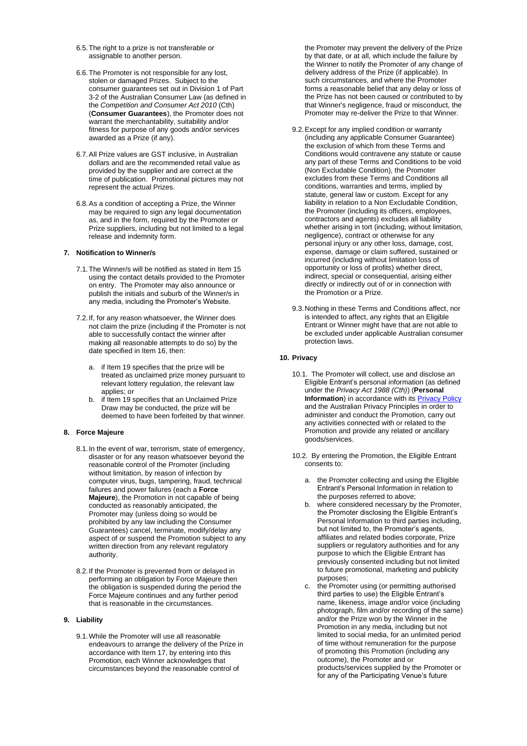6.5. The right to a prize is not transferable or assignable to another person.

6.6. The Promoter is not responsible for any lost, stolen or damaged Prizes. Subject to the consumer guarantees set out in Division 1 of Part 3-2 of the Australian Consumer Law (as defined in the *Competition and Consumer Act 2010* (Cth) (**Consumer Guarantees**), the Promoter does not warrant the merchantability, suitability and/or fitness for purpose of any goods and/or services awarded as a Prize (if any).

6.7. All Prize values are GST inclusive, in Australian dollars and are the recommended retail value as provided by the supplier and are correct at the time of publication. Promotional pictures may not represent the actual Prizes.

6.8. As a condition of accepting a Prize, the Winner may be required to sign any legal documentation as, and in the form, required by the Promoter or Prize suppliers, including but not limited to a legal release and indemnity form.

## 7. Notification to Winner/s

7.1. The Winner/s will be notified as stated in Item 15 using the contact details provided to the Promoter on entry. The Promoter may also announce or publish the initials and suburb of the Winner/s in any media, including the Promoter's Website.

7.2. If, for any reason whatsoever, the Winner does not claim the prize (including if the Promoter is not able to successfully contact the winner after making all reasonable attempts to do so) by the date specified in Item 16, then:

a. if Item 19 specifies that the prize will be treated as unclaimed prize money pursuant to relevant lottery regulation, the relevant law applies; or
b. if Item 19 specifies that an Unclaimed Prize Draw may be conducted, the prize will be deemed to have been forfeited by that winner.

## 8. Force Majeure

8.1. In the event of war, terrorism, state of emergency, disaster or for any reason whatsoever beyond the reasonable control of the Promoter (including without limitation, by reason of infection by computer virus, bugs, tampering, fraud, technical failures and power failures (each a **Force Majeure**), the Promotion in not capable of being conducted as reasonably anticipated, the Promoter may (unless doing so would be prohibited by any law including the Consumer Guarantees) cancel, terminate, modify/delay any aspect of or suspend the Promotion subject to any written direction from any relevant regulatory authority.

8.2. If the Promoter is prevented from or delayed in performing an obligation by Force Majeure then the obligation is suspended during the period the Force Majeure continues and any further period that is reasonable in the circumstances.

## 9. Liability

9.1. While the Promoter will use all reasonable endeavours to arrange the delivery of the Prize in accordance with Item 17, by entering into this Promotion, each Winner acknowledges that circumstances beyond the reasonable control of the Promoter may prevent the delivery of the Prize by that date, or at all, which include the failure by the Winner to notify the Promoter of any change of delivery address of the Prize (if applicable). In such circumstances, and where the Promoter forms a reasonable belief that any delay or loss of the Prize has not been caused or contributed to by that Winner's negligence, fraud or misconduct, the Promoter may re-deliver the Prize to that Winner.

9.2. Except for any implied condition or warranty (including any applicable Consumer Guarantee) the exclusion of which from these Terms and Conditions would contravene any statute or cause any part of these Terms and Conditions to be void (Non Excludable Condition), the Promoter excludes from these Terms and Conditions all conditions, warranties and terms, implied by statute, general law or custom. Except for any liability in relation to a Non Excludable Condition, the Promoter (including its officers, employees, contractors and agents) excludes all liability whether arising in tort (including, without limitation, negligence), contract or otherwise for any personal injury or any other loss, damage, cost, expense, damage or claim suffered, sustained or incurred (including without limitation loss of opportunity or loss of profits) whether direct, indirect, special or consequential, arising either directly or indirectly out of or in connection with the Promotion or a Prize.

9.3. Nothing in these Terms and Conditions affect, nor is intended to affect, any rights that an Eligible Entrant or Winner might have that are not able to be excluded under applicable Australian consumer protection laws.

## 10. Privacy

10.1. The Promoter will collect, use and disclose an Eligible Entrant's personal information (as defined under the *Privacy Act 1988 (Cth)*) (**Personal Information**) in accordance with its Privacy Policy and the Australian Privacy Principles in order to administer and conduct the Promotion, carry out any activities connected with or related to the Promotion and provide any related or ancillary goods/services.

10.2. By entering the Promotion, the Eligible Entrant consents to:

a. the Promoter collecting and using the Eligible Entrant's Personal Information in relation to the purposes referred to above;
b. where considered necessary by the Promoter, the Promoter disclosing the Eligible Entrant's Personal Information to third parties including, but not limited to, the Promoter's agents, affiliates and related bodies corporate, Prize suppliers or regulatory authorities and for any purpose to which the Eligible Entrant has previously consented including but not limited to future promotional, marketing and publicity purposes;
c. the Promoter using (or permitting authorised third parties to use) the Eligible Entrant's name, likeness, image and/or voice (including photograph, film and/or recording of the same) and/or the Prize won by the Winner in the Promotion in any media, including but not limited to social media, for an unlimited period of time without remuneration for the purpose of promoting this Promotion (including any outcome), the Promoter and or products/services supplied by the Promoter or for any of the Participating Venue's future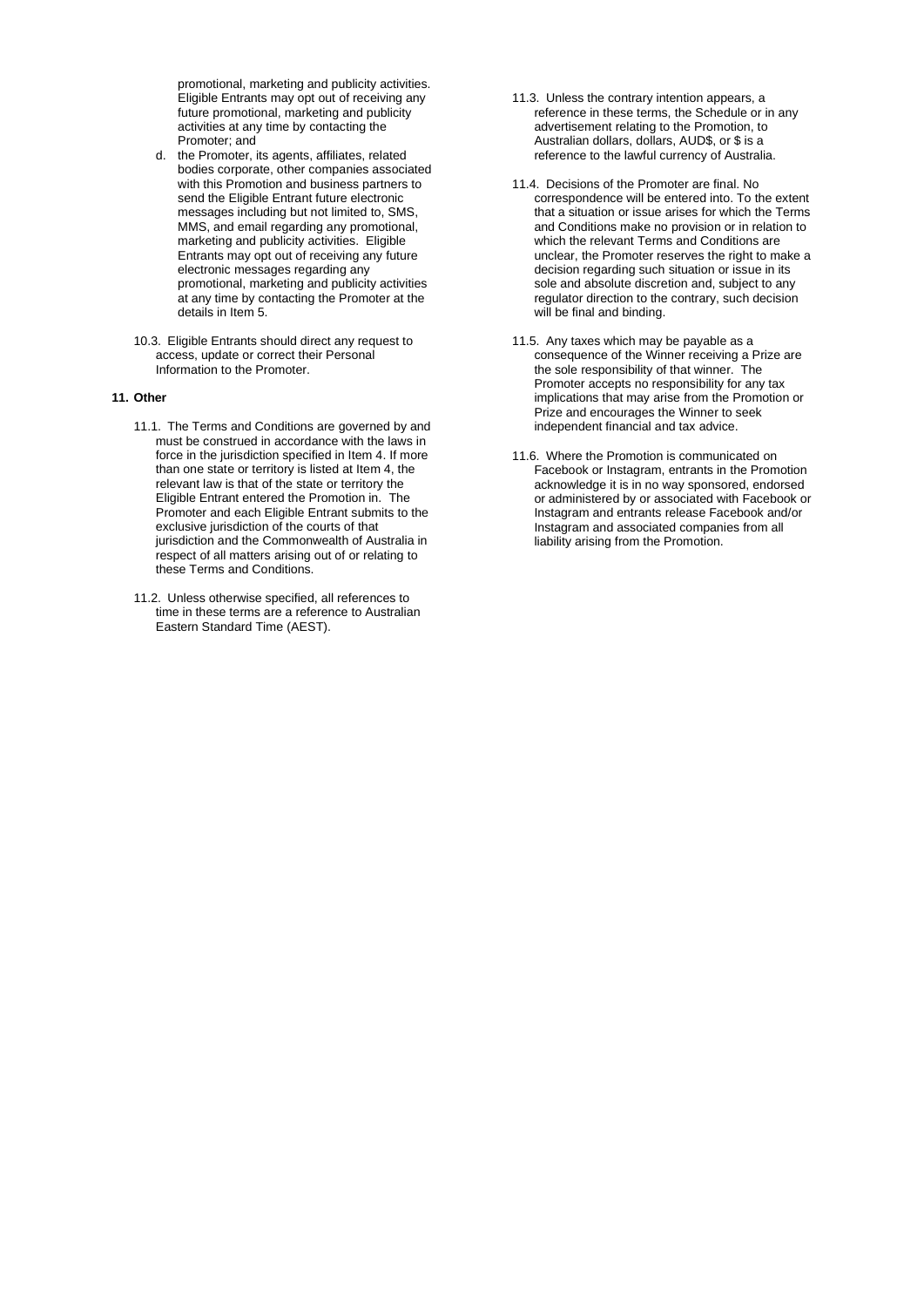promotional, marketing and publicity activities. Eligible Entrants may opt out of receiving any future promotional, marketing and publicity activities at any time by contacting the Promoter; and

d. the Promoter, its agents, affiliates, related bodies corporate, other companies associated with this Promotion and business partners to send the Eligible Entrant future electronic messages including but not limited to, SMS, MMS, and email regarding any promotional, marketing and publicity activities. Eligible Entrants may opt out of receiving any future electronic messages regarding any promotional, marketing and publicity activities at any time by contacting the Promoter at the details in Item 5.

10.3. Eligible Entrants should direct any request to access, update or correct their Personal Information to the Promoter.

**11. Other**

11.1. The Terms and Conditions are governed by and must be construed in accordance with the laws in force in the jurisdiction specified in Item 4. If more than one state or territory is listed at Item 4, the relevant law is that of the state or territory the Eligible Entrant entered the Promotion in. The Promoter and each Eligible Entrant submits to the exclusive jurisdiction of the courts of that jurisdiction and the Commonwealth of Australia in respect of all matters arising out of or relating to these Terms and Conditions.

11.2. Unless otherwise specified, all references to time in these terms are a reference to Australian Eastern Standard Time (AEST).

11.3. Unless the contrary intention appears, a reference in these terms, the Schedule or in any advertisement relating to the Promotion, to Australian dollars, dollars, AUD$, or $ is a reference to the lawful currency of Australia.

11.4. Decisions of the Promoter are final. No correspondence will be entered into. To the extent that a situation or issue arises for which the Terms and Conditions make no provision or in relation to which the relevant Terms and Conditions are unclear, the Promoter reserves the right to make a decision regarding such situation or issue in its sole and absolute discretion and, subject to any regulator direction to the contrary, such decision will be final and binding.

11.5. Any taxes which may be payable as a consequence of the Winner receiving a Prize are the sole responsibility of that winner. The Promoter accepts no responsibility for any tax implications that may arise from the Promotion or Prize and encourages the Winner to seek independent financial and tax advice.

11.6. Where the Promotion is communicated on Facebook or Instagram, entrants in the Promotion acknowledge it is in no way sponsored, endorsed or administered by or associated with Facebook or Instagram and entrants release Facebook and/or Instagram and associated companies from all liability arising from the Promotion.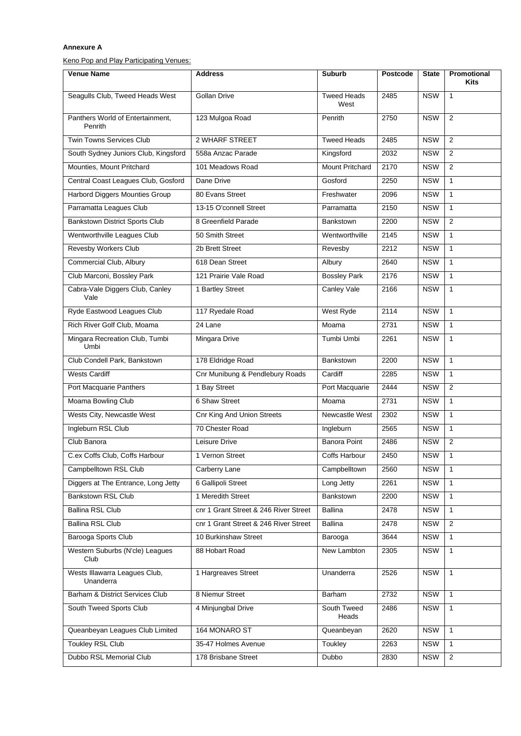**Annexure A**

Keno Pop and Play Participating Venues:

| Venue Name | Address | Suburb | Postcode | State | Promotional Kits |
|---|---|---|---|---|---|
| Seagulls Club, Tweed Heads West | Gollan Drive | Tweed Heads West | 2485 | NSW | 1 |
| Panthers World of Entertainment, Penrith | 123 Mulgoa Road | Penrith | 2750 | NSW | 2 |
| Twin Towns Services Club | 2 WHARF STREET | Tweed Heads | 2485 | NSW | 2 |
| South Sydney Juniors Club, Kingsford | 558a Anzac Parade | Kingsford | 2032 | NSW | 2 |
| Mounties, Mount Pritchard | 101 Meadows Road | Mount Pritchard | 2170 | NSW | 2 |
| Central Coast Leagues Club, Gosford | Dane Drive | Gosford | 2250 | NSW | 1 |
| Harbord Diggers Mounties Group | 80 Evans Street | Freshwater | 2096 | NSW | 1 |
| Parramatta Leagues Club | 13-15 O'connell Street | Parramatta | 2150 | NSW | 1 |
| Bankstown District Sports Club | 8 Greenfield Parade | Bankstown | 2200 | NSW | 2 |
| Wentworthville Leagues Club | 50 Smith Street | Wentworthville | 2145 | NSW | 1 |
| Revesby Workers Club | 2b Brett Street | Revesby | 2212 | NSW | 1 |
| Commercial Club, Albury | 618 Dean Street | Albury | 2640 | NSW | 1 |
| Club Marconi, Bossley Park | 121 Prairie Vale Road | Bossley Park | 2176 | NSW | 1 |
| Cabra-Vale Diggers Club, Canley Vale | 1 Bartley Street | Canley Vale | 2166 | NSW | 1 |
| Ryde Eastwood Leagues Club | 117 Ryedale Road | West Ryde | 2114 | NSW | 1 |
| Rich River Golf Club, Moama | 24 Lane | Moama | 2731 | NSW | 1 |
| Mingara Recreation Club, Tumbi Umbi | Mingara Drive | Tumbi Umbi | 2261 | NSW | 1 |
| Club Condell Park, Bankstown | 178 Eldridge Road | Bankstown | 2200 | NSW | 1 |
| Wests Cardiff | Cnr Munibung & Pendlebury Roads | Cardiff | 2285 | NSW | 1 |
| Port Macquarie Panthers | 1 Bay Street | Port Macquarie | 2444 | NSW | 2 |
| Moama Bowling Club | 6 Shaw Street | Moama | 2731 | NSW | 1 |
| Wests City, Newcastle West | Cnr King And Union Streets | Newcastle West | 2302 | NSW | 1 |
| Ingleburn RSL Club | 70 Chester Road | Ingleburn | 2565 | NSW | 1 |
| Club Banora | Leisure Drive | Banora Point | 2486 | NSW | 2 |
| C.ex Coffs Club, Coffs Harbour | 1 Vernon Street | Coffs Harbour | 2450 | NSW | 1 |
| Campbelltown RSL Club | Carberry Lane | Campbelltown | 2560 | NSW | 1 |
| Diggers at The Entrance, Long Jetty | 6 Gallipoli Street | Long Jetty | 2261 | NSW | 1 |
| Bankstown RSL Club | 1 Meredith Street | Bankstown | 2200 | NSW | 1 |
| Ballina RSL Club | cnr 1 Grant Street & 246 River Street | Ballina | 2478 | NSW | 1 |
| Ballina RSL Club | cnr 1 Grant Street & 246 River Street | Ballina | 2478 | NSW | 2 |
| Barooga Sports Club | 10 Burkinshaw Street | Barooga | 3644 | NSW | 1 |
| Western Suburbs (N'cle) Leagues Club | 88 Hobart Road | New Lambton | 2305 | NSW | 1 |
| Wests Illawarra Leagues Club, Unanderra | 1 Hargreaves Street | Unanderra | 2526 | NSW | 1 |
| Barham & District Services Club | 8 Niemur Street | Barham | 2732 | NSW | 1 |
| South Tweed Sports Club | 4 Minjungbal Drive | South Tweed Heads | 2486 | NSW | 1 |
| Queanbeyan Leagues Club Limited | 164 MONARO ST | Queanbeyan | 2620 | NSW | 1 |
| Toukley RSL Club | 35-47 Holmes Avenue | Toukley | 2263 | NSW | 1 |
| Dubbo RSL Memorial Club | 178 Brisbane Street | Dubbo | 2830 | NSW | 2 |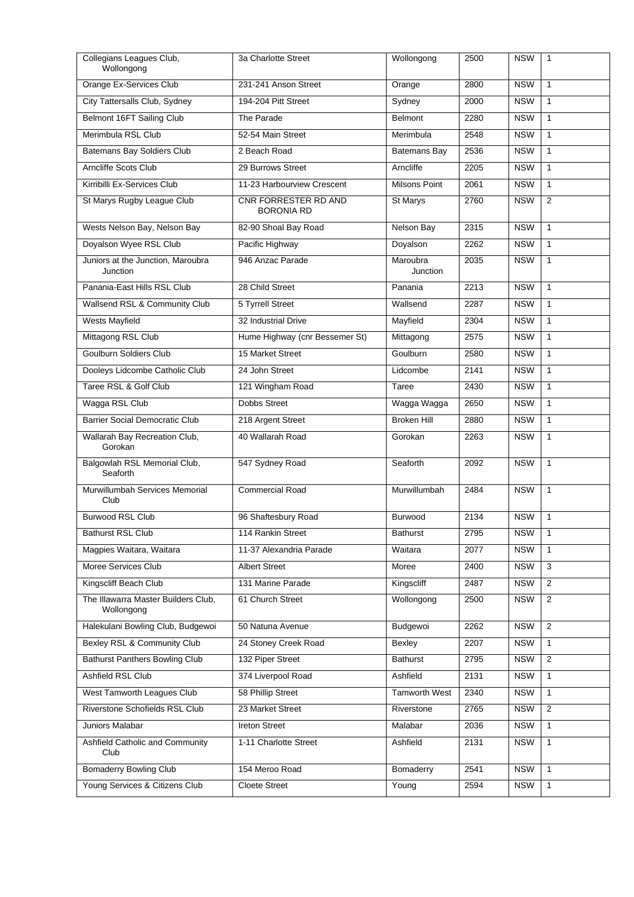| | | | | | |
|---|---|---|---|---|---|
| Collegians Leagues Club, Wollongong | 3a Charlotte Street | Wollongong | 2500 | NSW | 1 |
| Orange Ex-Services Club | 231-241 Anson Street | Orange | 2800 | NSW | 1 |
| City Tattersalls Club, Sydney | 194-204 Pitt Street | Sydney | 2000 | NSW | 1 |
| Belmont 16FT Sailing Club | The Parade | Belmont | 2280 | NSW | 1 |
| Merimbula RSL Club | 52-54 Main Street | Merimbula | 2548 | NSW | 1 |
| Batemans Bay Soldiers Club | 2 Beach Road | Batemans Bay | 2536 | NSW | 1 |
| Arncliffe Scots Club | 29 Burrows Street | Arncliffe | 2205 | NSW | 1 |
| Kirribilli Ex-Services Club | 11-23 Harbourview Crescent | Milsons Point | 2061 | NSW | 1 |
| St Marys Rugby League Club | CNR FORRESTER RD AND BORONIA RD | St Marys | 2760 | NSW | 2 |
| Wests Nelson Bay, Nelson Bay | 82-90 Shoal Bay Road | Nelson Bay | 2315 | NSW | 1 |
| Doyalson Wyee RSL Club | Pacific Highway | Doyalson | 2262 | NSW | 1 |
| Juniors at the Junction, Maroubra Junction | 946 Anzac Parade | Maroubra Junction | 2035 | NSW | 1 |
| Panania-East Hills RSL Club | 28 Child Street | Panania | 2213 | NSW | 1 |
| Wallsend RSL & Community Club | 5 Tyrrell Street | Wallsend | 2287 | NSW | 1 |
| Wests Mayfield | 32 Industrial Drive | Mayfield | 2304 | NSW | 1 |
| Mittagong RSL Club | Hume Highway (cnr Bessemer St) | Mittagong | 2575 | NSW | 1 |
| Goulburn Soldiers Club | 15 Market Street | Goulburn | 2580 | NSW | 1 |
| Dooleys Lidcombe Catholic Club | 24 John Street | Lidcombe | 2141 | NSW | 1 |
| Taree RSL & Golf Club | 121 Wingham Road | Taree | 2430 | NSW | 1 |
| Wagga RSL Club | Dobbs Street | Wagga Wagga | 2650 | NSW | 1 |
| Barrier Social Democratic Club | 218 Argent Street | Broken Hill | 2880 | NSW | 1 |
| Wallarah Bay Recreation Club, Gorokan | 40 Wallarah Road | Gorokan | 2263 | NSW | 1 |
| Balgowlah RSL Memorial Club, Seaforth | 547 Sydney Road | Seaforth | 2092 | NSW | 1 |
| Murwillumbah Services Memorial Club | Commercial Road | Murwillumbah | 2484 | NSW | 1 |
| Burwood RSL Club | 96 Shaftesbury Road | Burwood | 2134 | NSW | 1 |
| Bathurst RSL Club | 114 Rankin Street | Bathurst | 2795 | NSW | 1 |
| Magpies Waitara, Waitara | 11-37 Alexandria Parade | Waitara | 2077 | NSW | 1 |
| Moree Services Club | Albert Street | Moree | 2400 | NSW | 3 |
| Kingscliff Beach Club | 131 Marine Parade | Kingscliff | 2487 | NSW | 2 |
| The Illawarra Master Builders Club, Wollongong | 61 Church Street | Wollongong | 2500 | NSW | 2 |
| Halekulani Bowling Club, Budgewoi | 50 Natuna Avenue | Budgewoi | 2262 | NSW | 2 |
| Bexley RSL & Community Club | 24 Stoney Creek Road | Bexley | 2207 | NSW | 1 |
| Bathurst Panthers Bowling Club | 132 Piper Street | Bathurst | 2795 | NSW | 2 |
| Ashfield RSL Club | 374 Liverpool Road | Ashfield | 2131 | NSW | 1 |
| West Tamworth Leagues Club | 58 Phillip Street | Tamworth West | 2340 | NSW | 1 |
| Riverstone Schofields RSL Club | 23 Market Street | Riverstone | 2765 | NSW | 2 |
| Juniors Malabar | Ireton Street | Malabar | 2036 | NSW | 1 |
| Ashfield Catholic and Community Club | 1-11 Charlotte Street | Ashfield | 2131 | NSW | 1 |
| Bomaderry Bowling Club | 154 Meroo Road | Bomaderry | 2541 | NSW | 1 |
| Young Services & Citizens Club | Cloete Street | Young | 2594 | NSW | 1 |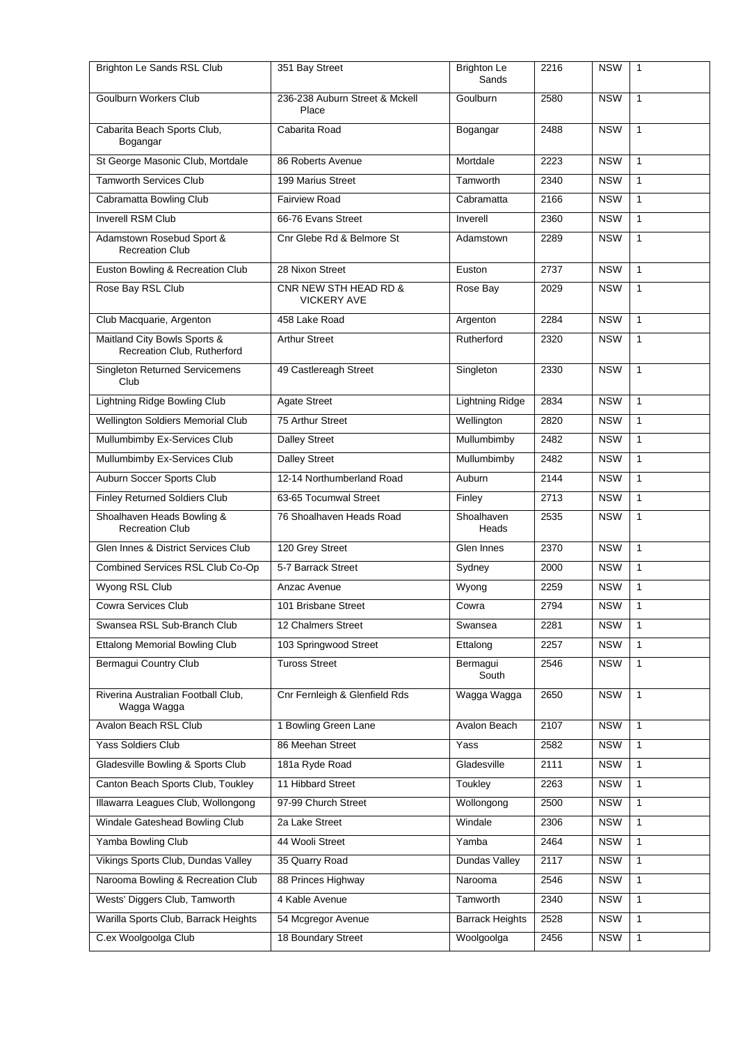| Brighton Le Sands RSL Club | 351 Bay Street | Brighton Le Sands | 2216 | NSW | 1 |
|---|---|---|---|---|---|
| Goulburn Workers Club | 236-238 Auburn Street & Mckell Place | Goulburn | 2580 | NSW | 1 |
| Cabarita Beach Sports Club, Bogangar | Cabarita Road | Bogangar | 2488 | NSW | 1 |
| St George Masonic Club, Mortdale | 86 Roberts Avenue | Mortdale | 2223 | NSW | 1 |
| Tamworth Services Club | 199 Marius Street | Tamworth | 2340 | NSW | 1 |
| Cabramatta Bowling Club | Fairview Road | Cabramatta | 2166 | NSW | 1 |
| Inverell RSM Club | 66-76 Evans Street | Inverell | 2360 | NSW | 1 |
| Adamstown Rosebud Sport & Recreation Club | Cnr Glebe Rd & Belmore St | Adamstown | 2289 | NSW | 1 |
| Euston Bowling & Recreation Club | 28 Nixon Street | Euston | 2737 | NSW | 1 |
| Rose Bay RSL Club | CNR NEW STH HEAD RD & VICKERY AVE | Rose Bay | 2029 | NSW | 1 |
| Club Macquarie, Argenton | 458 Lake Road | Argenton | 2284 | NSW | 1 |
| Maitland City Bowls Sports & Recreation Club, Rutherford | Arthur Street | Rutherford | 2320 | NSW | 1 |
| Singleton Returned Servicemens Club | 49 Castlereagh Street | Singleton | 2330 | NSW | 1 |
| Lightning Ridge Bowling Club | Agate Street | Lightning Ridge | 2834 | NSW | 1 |
| Wellington Soldiers Memorial Club | 75 Arthur Street | Wellington | 2820 | NSW | 1 |
| Mullumbimby Ex-Services Club | Dalley Street | Mullumbimby | 2482 | NSW | 1 |
| Mullumbimby Ex-Services Club | Dalley Street | Mullumbimby | 2482 | NSW | 1 |
| Auburn Soccer Sports Club | 12-14 Northumberland Road | Auburn | 2144 | NSW | 1 |
| Finley Returned Soldiers Club | 63-65 Tocumwal Street | Finley | 2713 | NSW | 1 |
| Shoalhaven Heads Bowling & Recreation Club | 76 Shoalhaven Heads Road | Shoalhaven Heads | 2535 | NSW | 1 |
| Glen Innes & District Services Club | 120 Grey Street | Glen Innes | 2370 | NSW | 1 |
| Combined Services RSL Club Co-Op | 5-7 Barrack Street | Sydney | 2000 | NSW | 1 |
| Wyong RSL Club | Anzac Avenue | Wyong | 2259 | NSW | 1 |
| Cowra Services Club | 101 Brisbane Street | Cowra | 2794 | NSW | 1 |
| Swansea RSL Sub-Branch Club | 12 Chalmers Street | Swansea | 2281 | NSW | 1 |
| Ettalong Memorial Bowling Club | 103 Springwood Street | Ettalong | 2257 | NSW | 1 |
| Bermagui Country Club | Tuross Street | Bermagui South | 2546 | NSW | 1 |
| Riverina Australian Football Club, Wagga Wagga | Cnr Fernleigh & Glenfield Rds | Wagga Wagga | 2650 | NSW | 1 |
| Avalon Beach RSL Club | 1 Bowling Green Lane | Avalon Beach | 2107 | NSW | 1 |
| Yass Soldiers Club | 86 Meehan Street | Yass | 2582 | NSW | 1 |
| Gladesville Bowling & Sports Club | 181a Ryde Road | Gladesville | 2111 | NSW | 1 |
| Canton Beach Sports Club, Toukley | 11 Hibbard Street | Toukley | 2263 | NSW | 1 |
| Illawarra Leagues Club, Wollongong | 97-99 Church Street | Wollongong | 2500 | NSW | 1 |
| Windale Gateshead Bowling Club | 2a Lake Street | Windale | 2306 | NSW | 1 |
| Yamba Bowling Club | 44 Wooli Street | Yamba | 2464 | NSW | 1 |
| Vikings Sports Club, Dundas Valley | 35 Quarry Road | Dundas Valley | 2117 | NSW | 1 |
| Narooma Bowling & Recreation Club | 88 Princes Highway | Narooma | 2546 | NSW | 1 |
| Wests' Diggers Club, Tamworth | 4 Kable Avenue | Tamworth | 2340 | NSW | 1 |
| Warilla Sports Club, Barrack Heights | 54 Mcgregor Avenue | Barrack Heights | 2528 | NSW | 1 |
| C.ex Woolgoolga Club | 18 Boundary Street | Woolgoolga | 2456 | NSW | 1 |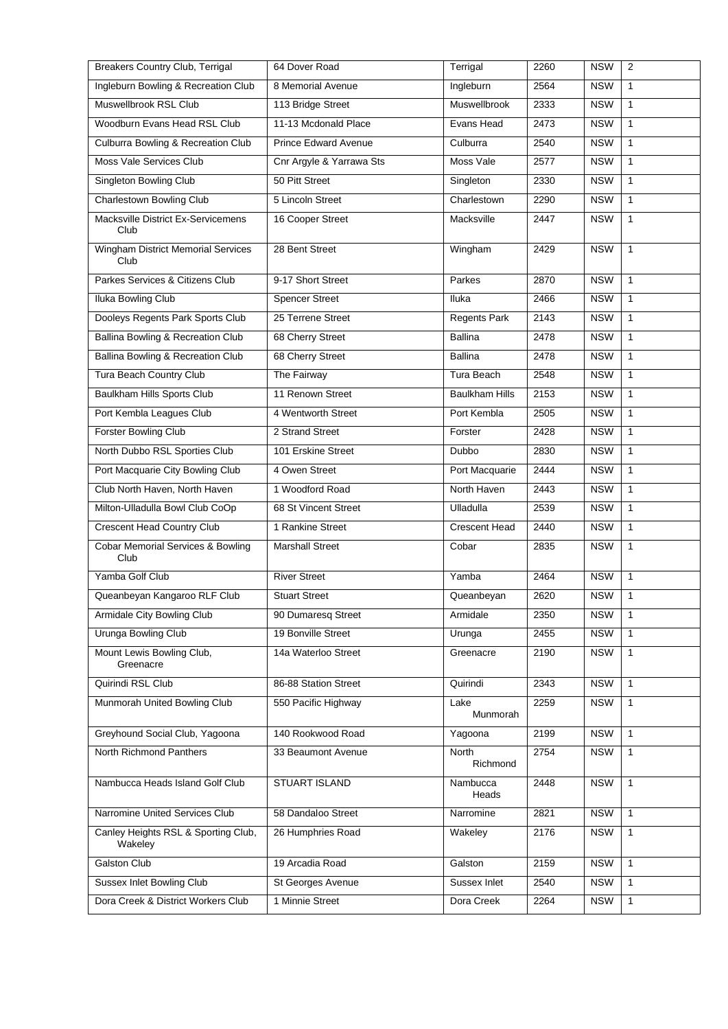| Breakers Country Club, Terrigal | 64 Dover Road | Terrigal | 2260 | NSW | 2 |
|---|---|---|---|---|---|
| Ingleburn Bowling & Recreation Club | 8 Memorial Avenue | Ingleburn | 2564 | NSW | 1 |
| Muswellbrook RSL Club | 113 Bridge Street | Muswellbrook | 2333 | NSW | 1 |
| Woodburn Evans Head RSL Club | 11-13 Mcdonald Place | Evans Head | 2473 | NSW | 1 |
| Culburra Bowling & Recreation Club | Prince Edward Avenue | Culburra | 2540 | NSW | 1 |
| Moss Vale Services Club | Cnr Argyle & Yarrawa Sts | Moss Vale | 2577 | NSW | 1 |
| Singleton Bowling Club | 50 Pitt Street | Singleton | 2330 | NSW | 1 |
| Charlestown Bowling Club | 5 Lincoln Street | Charlestown | 2290 | NSW | 1 |
| Macksville District Ex-Servicemens Club | 16 Cooper Street | Macksville | 2447 | NSW | 1 |
| Wingham District Memorial Services Club | 28 Bent Street | Wingham | 2429 | NSW | 1 |
| Parkes Services & Citizens Club | 9-17 Short Street | Parkes | 2870 | NSW | 1 |
| Iluka Bowling Club | Spencer Street | Iluka | 2466 | NSW | 1 |
| Dooleys Regents Park Sports Club | 25 Terrene Street | Regents Park | 2143 | NSW | 1 |
| Ballina Bowling & Recreation Club | 68 Cherry Street | Ballina | 2478 | NSW | 1 |
| Ballina Bowling & Recreation Club | 68 Cherry Street | Ballina | 2478 | NSW | 1 |
| Tura Beach Country Club | The Fairway | Tura Beach | 2548 | NSW | 1 |
| Baulkham Hills Sports Club | 11 Renown Street | Baulkham Hills | 2153 | NSW | 1 |
| Port Kembla Leagues Club | 4 Wentworth Street | Port Kembla | 2505 | NSW | 1 |
| Forster Bowling Club | 2 Strand Street | Forster | 2428 | NSW | 1 |
| North Dubbo RSL Sporties Club | 101 Erskine Street | Dubbo | 2830 | NSW | 1 |
| Port Macquarie City Bowling Club | 4 Owen Street | Port Macquarie | 2444 | NSW | 1 |
| Club North Haven, North Haven | 1 Woodford Road | North Haven | 2443 | NSW | 1 |
| Milton-Ulladulla Bowl Club CoOp | 68 St Vincent Street | Ulladulla | 2539 | NSW | 1 |
| Crescent Head Country Club | 1 Rankine Street | Crescent Head | 2440 | NSW | 1 |
| Cobar Memorial Services & Bowling Club | Marshall Street | Cobar | 2835 | NSW | 1 |
| Yamba Golf Club | River Street | Yamba | 2464 | NSW | 1 |
| Queanbeyan Kangaroo RLF Club | Stuart Street | Queanbeyan | 2620 | NSW | 1 |
| Armidale City Bowling Club | 90 Dumaresq Street | Armidale | 2350 | NSW | 1 |
| Urunga Bowling Club | 19 Bonville Street | Urunga | 2455 | NSW | 1 |
| Mount Lewis Bowling Club, Greenacre | 14a Waterloo Street | Greenacre | 2190 | NSW | 1 |
| Quirindi RSL Club | 86-88 Station Street | Quirindi | 2343 | NSW | 1 |
| Munmorah United Bowling Club | 550 Pacific Highway | Lake Munmorah | 2259 | NSW | 1 |
| Greyhound Social Club, Yagoona | 140 Rookwood Road | Yagoona | 2199 | NSW | 1 |
| North Richmond Panthers | 33 Beaumont Avenue | North Richmond | 2754 | NSW | 1 |
| Nambucca Heads Island Golf Club | STUART ISLAND | Nambucca Heads | 2448 | NSW | 1 |
| Narromine United Services Club | 58 Dandaloo Street | Narromine | 2821 | NSW | 1 |
| Canley Heights RSL & Sporting Club, Wakeley | 26 Humphries Road | Wakeley | 2176 | NSW | 1 |
| Galston Club | 19 Arcadia Road | Galston | 2159 | NSW | 1 |
| Sussex Inlet Bowling Club | St Georges Avenue | Sussex Inlet | 2540 | NSW | 1 |
| Dora Creek & District Workers Club | 1 Minnie Street | Dora Creek | 2264 | NSW | 1 |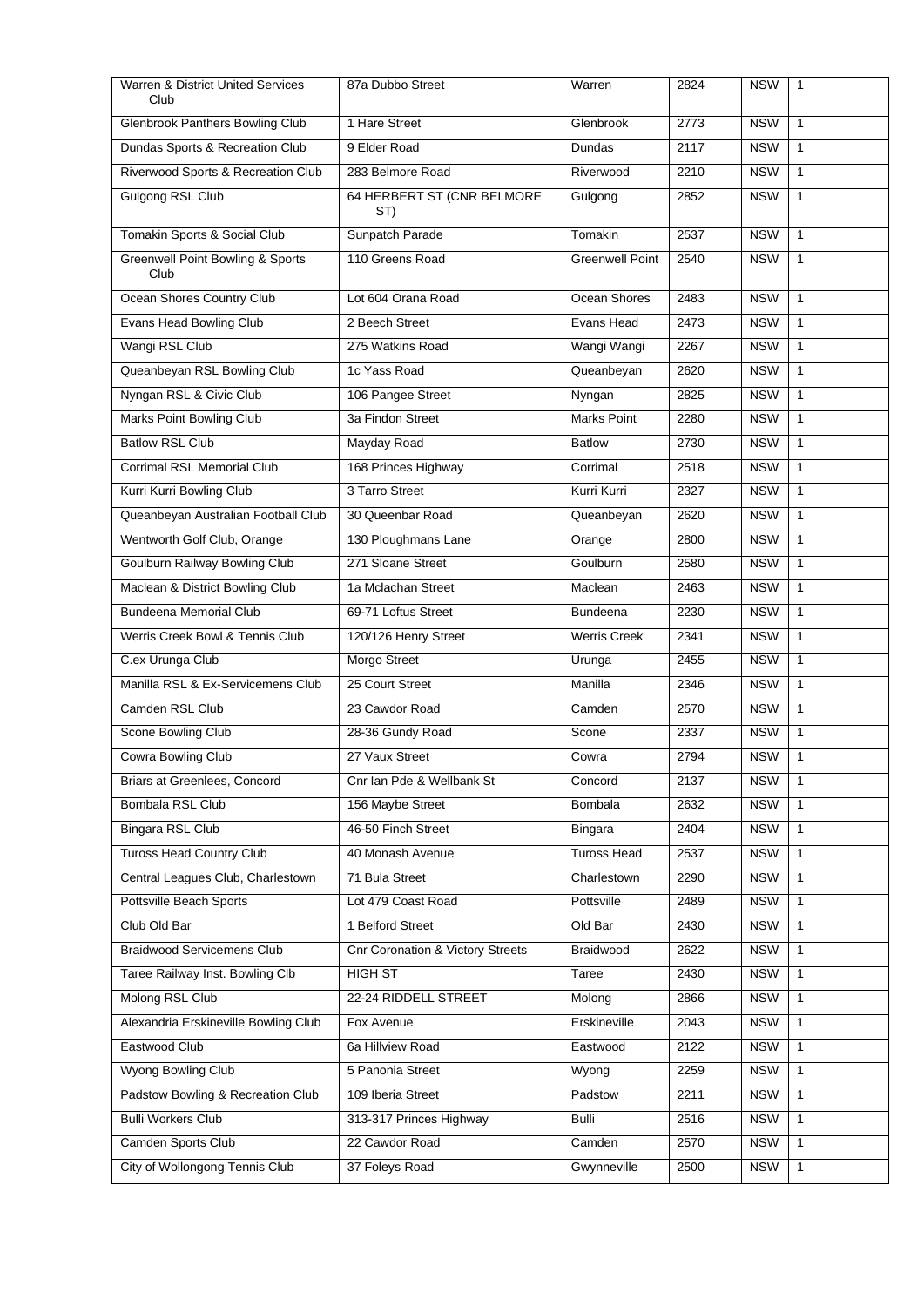| Warren & District United Services Club | 87a Dubbo Street | Warren | 2824 | NSW | 1 |
|---|---|---|---|---|---|
| Glenbrook Panthers Bowling Club | 1 Hare Street | Glenbrook | 2773 | NSW | 1 |
| Dundas Sports & Recreation Club | 9 Elder Road | Dundas | 2117 | NSW | 1 |
| Riverwood Sports & Recreation Club | 283 Belmore Road | Riverwood | 2210 | NSW | 1 |
| Gulgong RSL Club | 64 HERBERT ST (CNR BELMORE ST) | Gulgong | 2852 | NSW | 1 |
| Tomakin Sports & Social Club | Sunpatch Parade | Tomakin | 2537 | NSW | 1 |
| Greenwell Point Bowling & Sports Club | 110 Greens Road | Greenwell Point | 2540 | NSW | 1 |
| Ocean Shores Country Club | Lot 604 Orana Road | Ocean Shores | 2483 | NSW | 1 |
| Evans Head Bowling Club | 2 Beech Street | Evans Head | 2473 | NSW | 1 |
| Wangi RSL Club | 275 Watkins Road | Wangi Wangi | 2267 | NSW | 1 |
| Queanbeyan RSL Bowling Club | 1c Yass Road | Queanbeyan | 2620 | NSW | 1 |
| Nyngan RSL & Civic Club | 106 Pangee Street | Nyngan | 2825 | NSW | 1 |
| Marks Point Bowling Club | 3a Findon Street | Marks Point | 2280 | NSW | 1 |
| Batlow RSL Club | Mayday Road | Batlow | 2730 | NSW | 1 |
| Corrimal RSL Memorial Club | 168 Princes Highway | Corrimal | 2518 | NSW | 1 |
| Kurri Kurri Bowling Club | 3 Tarro Street | Kurri Kurri | 2327 | NSW | 1 |
| Queanbeyan Australian Football Club | 30 Queenbar Road | Queanbeyan | 2620 | NSW | 1 |
| Wentworth Golf Club, Orange | 130 Ploughmans Lane | Orange | 2800 | NSW | 1 |
| Goulburn Railway Bowling Club | 271 Sloane Street | Goulburn | 2580 | NSW | 1 |
| Maclean & District Bowling Club | 1a Mclachan Street | Maclean | 2463 | NSW | 1 |
| Bundeena Memorial Club | 69-71 Loftus Street | Bundeena | 2230 | NSW | 1 |
| Werris Creek Bowl & Tennis Club | 120/126 Henry Street | Werris Creek | 2341 | NSW | 1 |
| C.ex Urunga Club | Morgo Street | Urunga | 2455 | NSW | 1 |
| Manilla RSL & Ex-Servicemens Club | 25 Court Street | Manilla | 2346 | NSW | 1 |
| Camden RSL Club | 23 Cawdor Road | Camden | 2570 | NSW | 1 |
| Scone Bowling Club | 28-36 Gundy Road | Scone | 2337 | NSW | 1 |
| Cowra Bowling Club | 27 Vaux Street | Cowra | 2794 | NSW | 1 |
| Briars at Greenlees, Concord | Cnr Ian Pde & Wellbank St | Concord | 2137 | NSW | 1 |
| Bombala RSL Club | 156 Maybe Street | Bombala | 2632 | NSW | 1 |
| Bingara RSL Club | 46-50 Finch Street | Bingara | 2404 | NSW | 1 |
| Tuross Head Country Club | 40 Monash Avenue | Tuross Head | 2537 | NSW | 1 |
| Central Leagues Club, Charlestown | 71 Bula Street | Charlestown | 2290 | NSW | 1 |
| Pottsville Beach Sports | Lot 479 Coast Road | Pottsville | 2489 | NSW | 1 |
| Club Old Bar | 1 Belford Street | Old Bar | 2430 | NSW | 1 |
| Braidwood Servicemens Club | Cnr Coronation & Victory Streets | Braidwood | 2622 | NSW | 1 |
| Taree Railway Inst. Bowling Clb | HIGH ST | Taree | 2430 | NSW | 1 |
| Molong RSL Club | 22-24 RIDDELL STREET | Molong | 2866 | NSW | 1 |
| Alexandria Erskineville Bowling Club | Fox Avenue | Erskineville | 2043 | NSW | 1 |
| Eastwood Club | 6a Hillview Road | Eastwood | 2122 | NSW | 1 |
| Wyong Bowling Club | 5 Panonia Street | Wyong | 2259 | NSW | 1 |
| Padstow Bowling & Recreation Club | 109 Iberia Street | Padstow | 2211 | NSW | 1 |
| Bulli Workers Club | 313-317 Princes Highway | Bulli | 2516 | NSW | 1 |
| Camden Sports Club | 22 Cawdor Road | Camden | 2570 | NSW | 1 |
| City of Wollongong Tennis Club | 37 Foleys Road | Gwynneville | 2500 | NSW | 1 |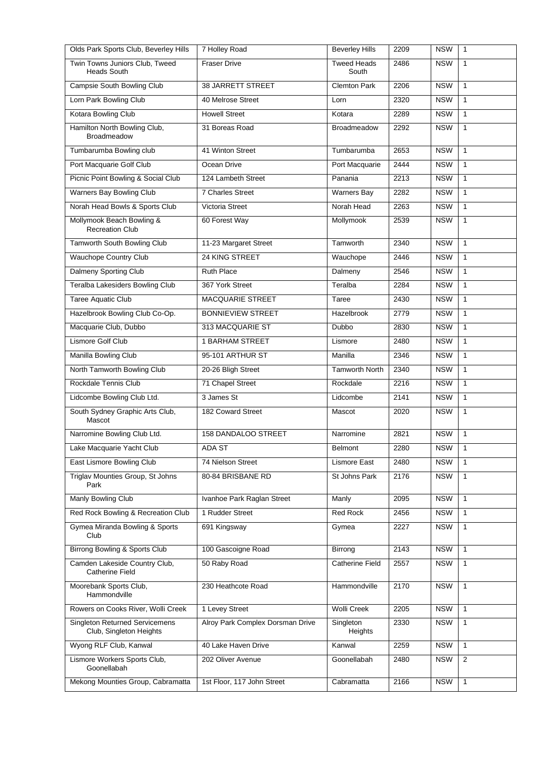| Olds Park Sports Club, Beverley Hills | 7 Holley Road | Beverley Hills | 2209 | NSW | 1 |
|---|---|---|---|---|---|
| Twin Towns Juniors Club, Tweed Heads South | Fraser Drive | Tweed Heads South | 2486 | NSW | 1 |
| Campsie South Bowling Club | 38 JARRETT STREET | Clemton Park | 2206 | NSW | 1 |
| Lorn Park Bowling Club | 40 Melrose Street | Lorn | 2320 | NSW | 1 |
| Kotara Bowling Club | Howell Street | Kotara | 2289 | NSW | 1 |
| Hamilton North Bowling Club, Broadmeadow | 31 Boreas Road | Broadmeadow | 2292 | NSW | 1 |
| Tumbarumba Bowling club | 41 Winton Street | Tumbarumba | 2653 | NSW | 1 |
| Port Macquarie Golf Club | Ocean Drive | Port Macquarie | 2444 | NSW | 1 |
| Picnic Point Bowling & Social Club | 124 Lambeth Street | Panania | 2213 | NSW | 1 |
| Warners Bay Bowling Club | 7 Charles Street | Warners Bay | 2282 | NSW | 1 |
| Norah Head Bowls & Sports Club | Victoria Street | Norah Head | 2263 | NSW | 1 |
| Mollymook Beach Bowling & Recreation Club | 60 Forest Way | Mollymook | 2539 | NSW | 1 |
| Tamworth South Bowling Club | 11-23 Margaret Street | Tamworth | 2340 | NSW | 1 |
| Wauchope Country Club | 24 KING STREET | Wauchope | 2446 | NSW | 1 |
| Dalmeny Sporting Club | Ruth Place | Dalmeny | 2546 | NSW | 1 |
| Teralba Lakesiders Bowling Club | 367 York Street | Teralba | 2284 | NSW | 1 |
| Taree Aquatic Club | MACQUARIE STREET | Taree | 2430 | NSW | 1 |
| Hazelbrook Bowling Club Co-Op. | BONNIEVIEW STREET | Hazelbrook | 2779 | NSW | 1 |
| Macquarie Club, Dubbo | 313 MACQUARIE ST | Dubbo | 2830 | NSW | 1 |
| Lismore Golf Club | 1 BARHAM STREET | Lismore | 2480 | NSW | 1 |
| Manilla Bowling Club | 95-101 ARTHUR ST | Manilla | 2346 | NSW | 1 |
| North Tamworth Bowling Club | 20-26 Bligh Street | Tamworth North | 2340 | NSW | 1 |
| Rockdale Tennis Club | 71 Chapel Street | Rockdale | 2216 | NSW | 1 |
| Lidcombe Bowling Club Ltd. | 3 James St | Lidcombe | 2141 | NSW | 1 |
| South Sydney Graphic Arts Club, Mascot | 182 Coward Street | Mascot | 2020 | NSW | 1 |
| Narromine Bowling Club Ltd. | 158 DANDALOO STREET | Narromine | 2821 | NSW | 1 |
| Lake Macquarie Yacht Club | ADA ST | Belmont | 2280 | NSW | 1 |
| East Lismore Bowling Club | 74 Nielson Street | Lismore East | 2480 | NSW | 1 |
| Triglav Mounties Group, St Johns Park | 80-84 BRISBANE RD | St Johns Park | 2176 | NSW | 1 |
| Manly Bowling Club | Ivanhoe Park Raglan Street | Manly | 2095 | NSW | 1 |
| Red Rock Bowling & Recreation Club | 1 Rudder Street | Red Rock | 2456 | NSW | 1 |
| Gymea Miranda Bowling & Sports Club | 691 Kingsway | Gymea | 2227 | NSW | 1 |
| Birrong Bowling & Sports Club | 100 Gascoigne Road | Birrong | 2143 | NSW | 1 |
| Camden Lakeside Country Club, Catherine Field | 50 Raby Road | Catherine Field | 2557 | NSW | 1 |
| Moorebank Sports Club, Hammondville | 230 Heathcote Road | Hammondville | 2170 | NSW | 1 |
| Rowers on Cooks River, Wolli Creek | 1 Levey Street | Wolli Creek | 2205 | NSW | 1 |
| Singleton Returned Servicemens Club, Singleton Heights | Alroy Park Complex Dorsman Drive | Singleton Heights | 2330 | NSW | 1 |
| Wyong RLF Club, Kanwal | 40 Lake Haven Drive | Kanwal | 2259 | NSW | 1 |
| Lismore Workers Sports Club, Goonellabah | 202 Oliver Avenue | Goonellabah | 2480 | NSW | 2 |
| Mekong Mounties Group, Cabramatta | 1st Floor, 117 John Street | Cabramatta | 2166 | NSW | 1 |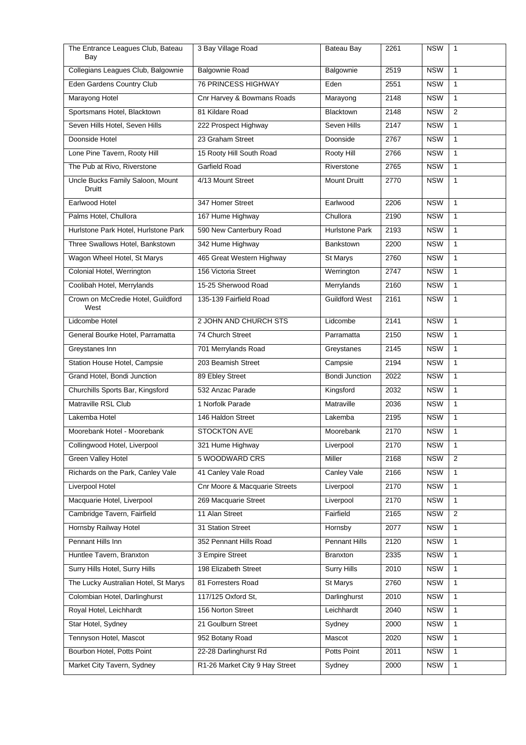| The Entrance Leagues Club, Bateau Bay | 3 Bay Village Road | Bateau Bay | 2261 | NSW | 1 |
|---|---|---|---|---|---|
| Collegians Leagues Club, Balgownie | Balgownie Road | Balgownie | 2519 | NSW | 1 |
| Eden Gardens Country Club | 76 PRINCESS HIGHWAY | Eden | 2551 | NSW | 1 |
| Marayong Hotel | Cnr Harvey & Bowmans Roads | Marayong | 2148 | NSW | 1 |
| Sportsmans Hotel, Blacktown | 81 Kildare Road | Blacktown | 2148 | NSW | 2 |
| Seven Hills Hotel, Seven Hills | 222 Prospect Highway | Seven Hills | 2147 | NSW | 1 |
| Doonside Hotel | 23 Graham Street | Doonside | 2767 | NSW | 1 |
| Lone Pine Tavern, Rooty Hill | 15 Rooty Hill South Road | Rooty Hill | 2766 | NSW | 1 |
| The Pub at Rivo, Riverstone | Garfield Road | Riverstone | 2765 | NSW | 1 |
| Uncle Bucks Family Saloon, Mount Druitt | 4/13 Mount Street | Mount Druitt | 2770 | NSW | 1 |
| Earlwood Hotel | 347 Homer Street | Earlwood | 2206 | NSW | 1 |
| Palms Hotel, Chullora | 167 Hume Highway | Chullora | 2190 | NSW | 1 |
| Hurlstone Park Hotel, Hurlstone Park | 590 New Canterbury Road | Hurlstone Park | 2193 | NSW | 1 |
| Three Swallows Hotel, Bankstown | 342 Hume Highway | Bankstown | 2200 | NSW | 1 |
| Wagon Wheel Hotel, St Marys | 465 Great Western Highway | St Marys | 2760 | NSW | 1 |
| Colonial Hotel, Werrington | 156 Victoria Street | Werrington | 2747 | NSW | 1 |
| Coolibah Hotel, Merrylands | 15-25 Sherwood Road | Merrylands | 2160 | NSW | 1 |
| Crown on McCredie Hotel, Guildford West | 135-139 Fairfield Road | Guildford West | 2161 | NSW | 1 |
| Lidcombe Hotel | 2 JOHN AND CHURCH STS | Lidcombe | 2141 | NSW | 1 |
| General Bourke Hotel, Parramatta | 74 Church Street | Parramatta | 2150 | NSW | 1 |
| Greystanes Inn | 701 Merrylands Road | Greystanes | 2145 | NSW | 1 |
| Station House Hotel, Campsie | 203 Beamish Street | Campsie | 2194 | NSW | 1 |
| Grand Hotel, Bondi Junction | 89 Ebley Street | Bondi Junction | 2022 | NSW | 1 |
| Churchills Sports Bar, Kingsford | 532 Anzac Parade | Kingsford | 2032 | NSW | 1 |
| Matraville RSL Club | 1 Norfolk Parade | Matraville | 2036 | NSW | 1 |
| Lakemba Hotel | 146 Haldon Street | Lakemba | 2195 | NSW | 1 |
| Moorebank Hotel - Moorebank | STOCKTON AVE | Moorebank | 2170 | NSW | 1 |
| Collingwood Hotel, Liverpool | 321 Hume Highway | Liverpool | 2170 | NSW | 1 |
| Green Valley Hotel | 5 WOODWARD CRS | Miller | 2168 | NSW | 2 |
| Richards on the Park, Canley Vale | 41 Canley Vale Road | Canley Vale | 2166 | NSW | 1 |
| Liverpool Hotel | Cnr Moore & Macquarie Streets | Liverpool | 2170 | NSW | 1 |
| Macquarie Hotel, Liverpool | 269 Macquarie Street | Liverpool | 2170 | NSW | 1 |
| Cambridge Tavern, Fairfield | 11 Alan Street | Fairfield | 2165 | NSW | 2 |
| Hornsby Railway Hotel | 31 Station Street | Hornsby | 2077 | NSW | 1 |
| Pennant Hills Inn | 352 Pennant Hills Road | Pennant Hills | 2120 | NSW | 1 |
| Huntlee Tavern, Branxton | 3 Empire Street | Branxton | 2335 | NSW | 1 |
| Surry Hills Hotel, Surry Hills | 198 Elizabeth Street | Surry Hills | 2010 | NSW | 1 |
| The Lucky Australian Hotel, St Marys | 81 Forresters Road | St Marys | 2760 | NSW | 1 |
| Colombian Hotel, Darlinghurst | 117/125 Oxford St, | Darlinghurst | 2010 | NSW | 1 |
| Royal Hotel, Leichhardt | 156 Norton Street | Leichhardt | 2040 | NSW | 1 |
| Star Hotel, Sydney | 21 Goulburn Street | Sydney | 2000 | NSW | 1 |
| Tennyson Hotel, Mascot | 952 Botany Road | Mascot | 2020 | NSW | 1 |
| Bourbon Hotel, Potts Point | 22-28 Darlinghurst Rd | Potts Point | 2011 | NSW | 1 |
| Market City Tavern, Sydney | R1-26 Market City 9 Hay Street | Sydney | 2000 | NSW | 1 |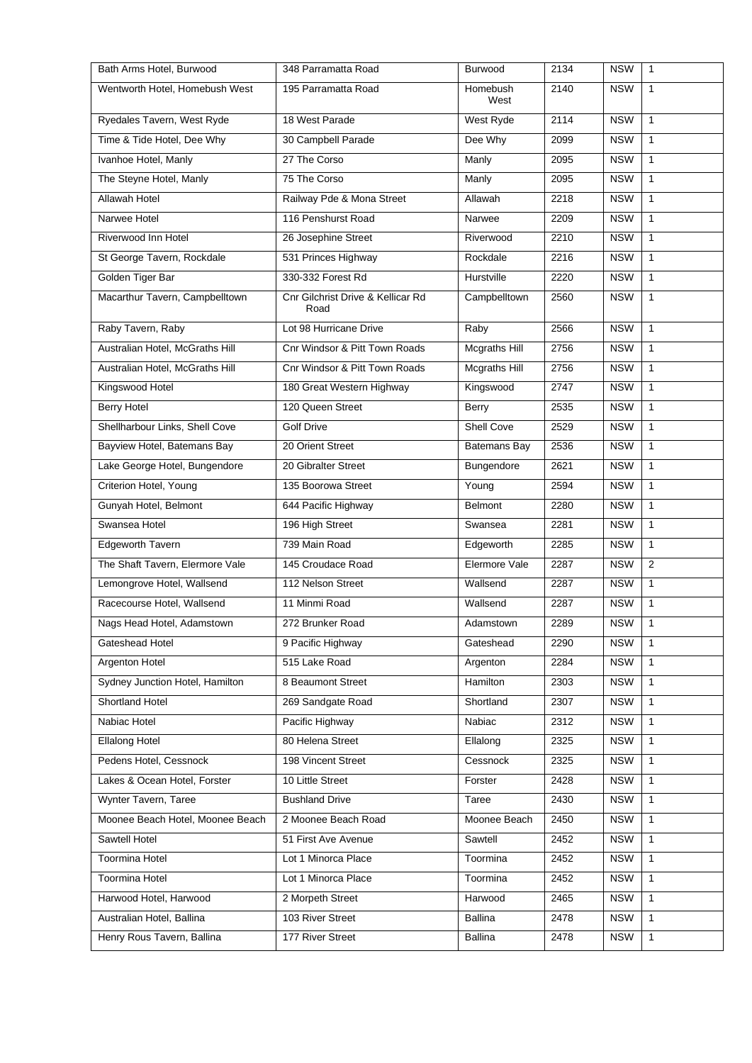| Bath Arms Hotel, Burwood | 348 Parramatta Road | Burwood | 2134 | NSW | 1 |
|---|---|---|---|---|---|
| Wentworth Hotel, Homebush West | 195 Parramatta Road | Homebush West | 2140 | NSW | 1 |
| Ryedales Tavern, West Ryde | 18 West Parade | West Ryde | 2114 | NSW | 1 |
| Time & Tide Hotel, Dee Why | 30 Campbell Parade | Dee Why | 2099 | NSW | 1 |
| Ivanhoe Hotel, Manly | 27 The Corso | Manly | 2095 | NSW | 1 |
| The Steyne Hotel, Manly | 75 The Corso | Manly | 2095 | NSW | 1 |
| Allawah Hotel | Railway Pde & Mona Street | Allawah | 2218 | NSW | 1 |
| Narwee Hotel | 116 Penshurst Road | Narwee | 2209 | NSW | 1 |
| Riverwood Inn Hotel | 26 Josephine Street | Riverwood | 2210 | NSW | 1 |
| St George Tavern, Rockdale | 531 Princes Highway | Rockdale | 2216 | NSW | 1 |
| Golden Tiger Bar | 330-332 Forest Rd | Hurstville | 2220 | NSW | 1 |
| Macarthur Tavern, Campbelltown | Cnr Gilchrist Drive & Kellicar Rd Road | Campbelltown | 2560 | NSW | 1 |
| Raby Tavern, Raby | Lot 98 Hurricane Drive | Raby | 2566 | NSW | 1 |
| Australian Hotel, McGraths Hill | Cnr Windsor & Pitt Town Roads | Mcgraths Hill | 2756 | NSW | 1 |
| Australian Hotel, McGraths Hill | Cnr Windsor & Pitt Town Roads | Mcgraths Hill | 2756 | NSW | 1 |
| Kingswood Hotel | 180 Great Western Highway | Kingswood | 2747 | NSW | 1 |
| Berry Hotel | 120 Queen Street | Berry | 2535 | NSW | 1 |
| Shellharbour Links, Shell Cove | Golf Drive | Shell Cove | 2529 | NSW | 1 |
| Bayview Hotel, Batemans Bay | 20 Orient Street | Batemans Bay | 2536 | NSW | 1 |
| Lake George Hotel, Bungendore | 20 Gibralter Street | Bungendore | 2621 | NSW | 1 |
| Criterion Hotel, Young | 135 Boorowa Street | Young | 2594 | NSW | 1 |
| Gunyah Hotel, Belmont | 644 Pacific Highway | Belmont | 2280 | NSW | 1 |
| Swansea Hotel | 196 High Street | Swansea | 2281 | NSW | 1 |
| Edgeworth Tavern | 739 Main Road | Edgeworth | 2285 | NSW | 1 |
| The Shaft Tavern, Elermore Vale | 145 Croudace Road | Elermore Vale | 2287 | NSW | 2 |
| Lemongrove Hotel, Wallsend | 112 Nelson Street | Wallsend | 2287 | NSW | 1 |
| Racecourse Hotel, Wallsend | 11 Minmi Road | Wallsend | 2287 | NSW | 1 |
| Nags Head Hotel, Adamstown | 272 Brunker Road | Adamstown | 2289 | NSW | 1 |
| Gateshead Hotel | 9 Pacific Highway | Gateshead | 2290 | NSW | 1 |
| Argenton Hotel | 515 Lake Road | Argenton | 2284 | NSW | 1 |
| Sydney Junction Hotel, Hamilton | 8 Beaumont Street | Hamilton | 2303 | NSW | 1 |
| Shortland Hotel | 269 Sandgate Road | Shortland | 2307 | NSW | 1 |
| Nabiac Hotel | Pacific Highway | Nabiac | 2312 | NSW | 1 |
| Ellalong Hotel | 80 Helena Street | Ellalong | 2325 | NSW | 1 |
| Pedens Hotel, Cessnock | 198 Vincent Street | Cessnock | 2325 | NSW | 1 |
| Lakes & Ocean Hotel, Forster | 10 Little Street | Forster | 2428 | NSW | 1 |
| Wynter Tavern, Taree | Bushland Drive | Taree | 2430 | NSW | 1 |
| Moonee Beach Hotel, Moonee Beach | 2 Moonee Beach Road | Moonee Beach | 2450 | NSW | 1 |
| Sawtell Hotel | 51 First Ave Avenue | Sawtell | 2452 | NSW | 1 |
| Toormina Hotel | Lot 1 Minorca Place | Toormina | 2452 | NSW | 1 |
| Toormina Hotel | Lot 1 Minorca Place | Toormina | 2452 | NSW | 1 |
| Harwood Hotel, Harwood | 2 Morpeth Street | Harwood | 2465 | NSW | 1 |
| Australian Hotel, Ballina | 103 River Street | Ballina | 2478 | NSW | 1 |
| Henry Rous Tavern, Ballina | 177 River Street | Ballina | 2478 | NSW | 1 |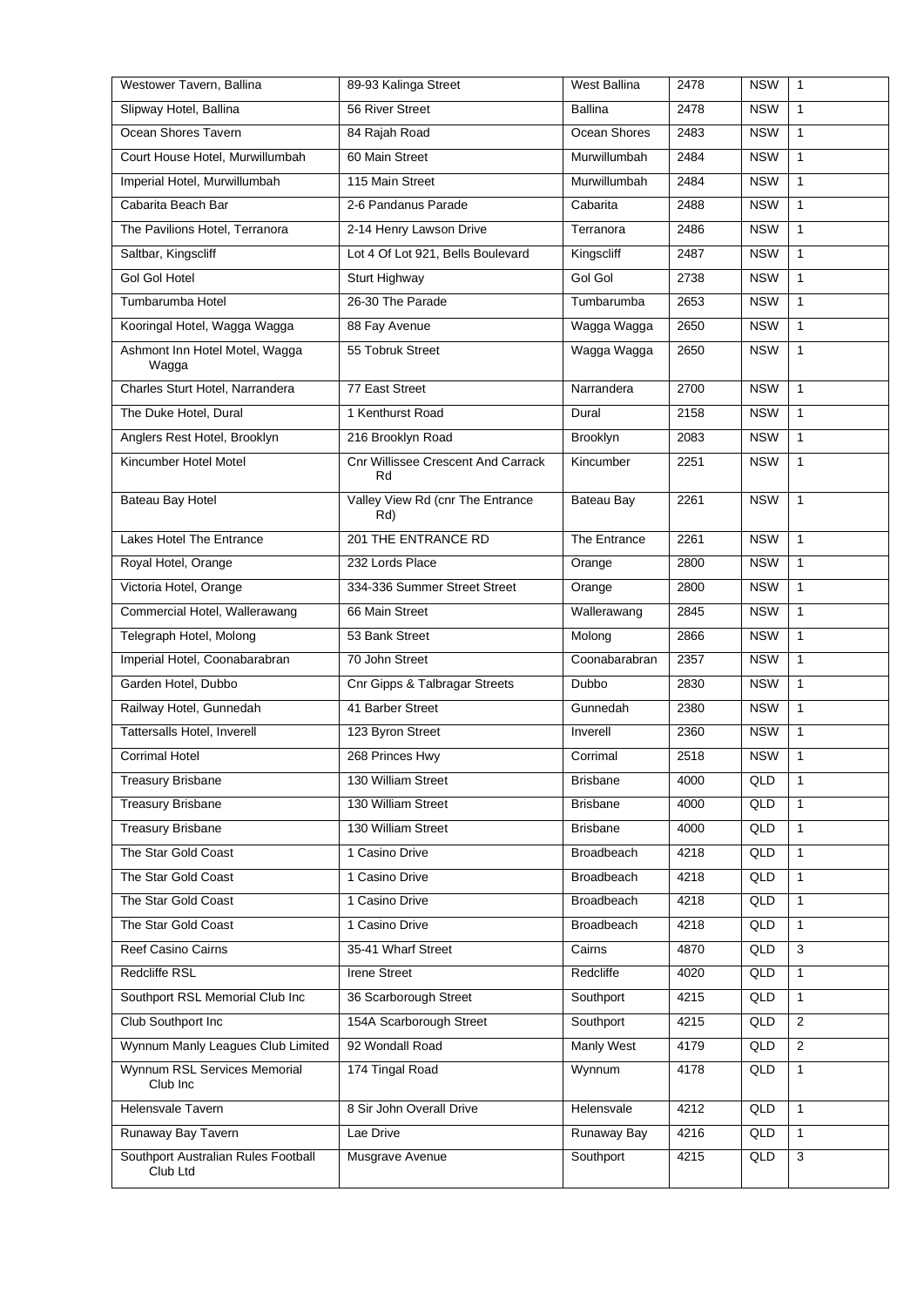| Westower Tavern, Ballina | 89-93 Kalinga Street | West Ballina | 2478 | NSW | 1 |
|---|---|---|---|---|---|
| Slipway Hotel, Ballina | 56 River Street | Ballina | 2478 | NSW | 1 |
| Ocean Shores Tavern | 84 Rajah Road | Ocean Shores | 2483 | NSW | 1 |
| Court House Hotel, Murwillumbah | 60 Main Street | Murwillumbah | 2484 | NSW | 1 |
| Imperial Hotel, Murwillumbah | 115 Main Street | Murwillumbah | 2484 | NSW | 1 |
| Cabarita Beach Bar | 2-6 Pandanus Parade | Cabarita | 2488 | NSW | 1 |
| The Pavilions Hotel, Terranora | 2-14 Henry Lawson Drive | Terranora | 2486 | NSW | 1 |
| Saltbar, Kingscliff | Lot 4 Of Lot 921, Bells Boulevard | Kingscliff | 2487 | NSW | 1 |
| Gol Gol Hotel | Sturt Highway | Gol Gol | 2738 | NSW | 1 |
| Tumbarumba Hotel | 26-30 The Parade | Tumbarumba | 2653 | NSW | 1 |
| Kooringal Hotel, Wagga Wagga | 88 Fay Avenue | Wagga Wagga | 2650 | NSW | 1 |
| Ashmont Inn Hotel Motel, Wagga Wagga | 55 Tobruk Street | Wagga Wagga | 2650 | NSW | 1 |
| Charles Sturt Hotel, Narrandera | 77 East Street | Narrandera | 2700 | NSW | 1 |
| The Duke Hotel, Dural | 1 Kenthurst Road | Dural | 2158 | NSW | 1 |
| Anglers Rest Hotel, Brooklyn | 216 Brooklyn Road | Brooklyn | 2083 | NSW | 1 |
| Kincumber Hotel Motel | Cnr Willissee Crescent And Carrack Rd | Kincumber | 2251 | NSW | 1 |
| Bateau Bay Hotel | Valley View Rd (cnr The Entrance Rd) | Bateau Bay | 2261 | NSW | 1 |
| Lakes Hotel The Entrance | 201 THE ENTRANCE RD | The Entrance | 2261 | NSW | 1 |
| Royal Hotel, Orange | 232 Lords Place | Orange | 2800 | NSW | 1 |
| Victoria Hotel, Orange | 334-336 Summer Street Street | Orange | 2800 | NSW | 1 |
| Commercial Hotel, Wallerawang | 66 Main Street | Wallerawang | 2845 | NSW | 1 |
| Telegraph Hotel, Molong | 53 Bank Street | Molong | 2866 | NSW | 1 |
| Imperial Hotel, Coonabarabran | 70 John Street | Coonabarabran | 2357 | NSW | 1 |
| Garden Hotel, Dubbo | Cnr Gipps & Talbragar Streets | Dubbo | 2830 | NSW | 1 |
| Railway Hotel, Gunnedah | 41 Barber Street | Gunnedah | 2380 | NSW | 1 |
| Tattersalls Hotel, Inverell | 123 Byron Street | Inverell | 2360 | NSW | 1 |
| Corrimal Hotel | 268 Princes Hwy | Corrimal | 2518 | NSW | 1 |
| Treasury Brisbane | 130 William Street | Brisbane | 4000 | QLD | 1 |
| Treasury Brisbane | 130 William Street | Brisbane | 4000 | QLD | 1 |
| Treasury Brisbane | 130 William Street | Brisbane | 4000 | QLD | 1 |
| The Star Gold Coast | 1 Casino Drive | Broadbeach | 4218 | QLD | 1 |
| The Star Gold Coast | 1 Casino Drive | Broadbeach | 4218 | QLD | 1 |
| The Star Gold Coast | 1 Casino Drive | Broadbeach | 4218 | QLD | 1 |
| The Star Gold Coast | 1 Casino Drive | Broadbeach | 4218 | QLD | 1 |
| Reef Casino Cairns | 35-41 Wharf Street | Cairns | 4870 | QLD | 3 |
| Redcliffe RSL | Irene Street | Redcliffe | 4020 | QLD | 1 |
| Southport RSL Memorial Club Inc | 36 Scarborough Street | Southport | 4215 | QLD | 1 |
| Club Southport Inc | 154A Scarborough Street | Southport | 4215 | QLD | 2 |
| Wynnum Manly Leagues Club Limited | 92 Wondall Road | Manly West | 4179 | QLD | 2 |
| Wynnum RSL Services Memorial Club Inc | 174 Tingal Road | Wynnum | 4178 | QLD | 1 |
| Helensvale Tavern | 8 Sir John Overall Drive | Helensvale | 4212 | QLD | 1 |
| Runaway Bay Tavern | Lae Drive | Runaway Bay | 4216 | QLD | 1 |
| Southport Australian Rules Football Club Ltd | Musgrave Avenue | Southport | 4215 | QLD | 3 |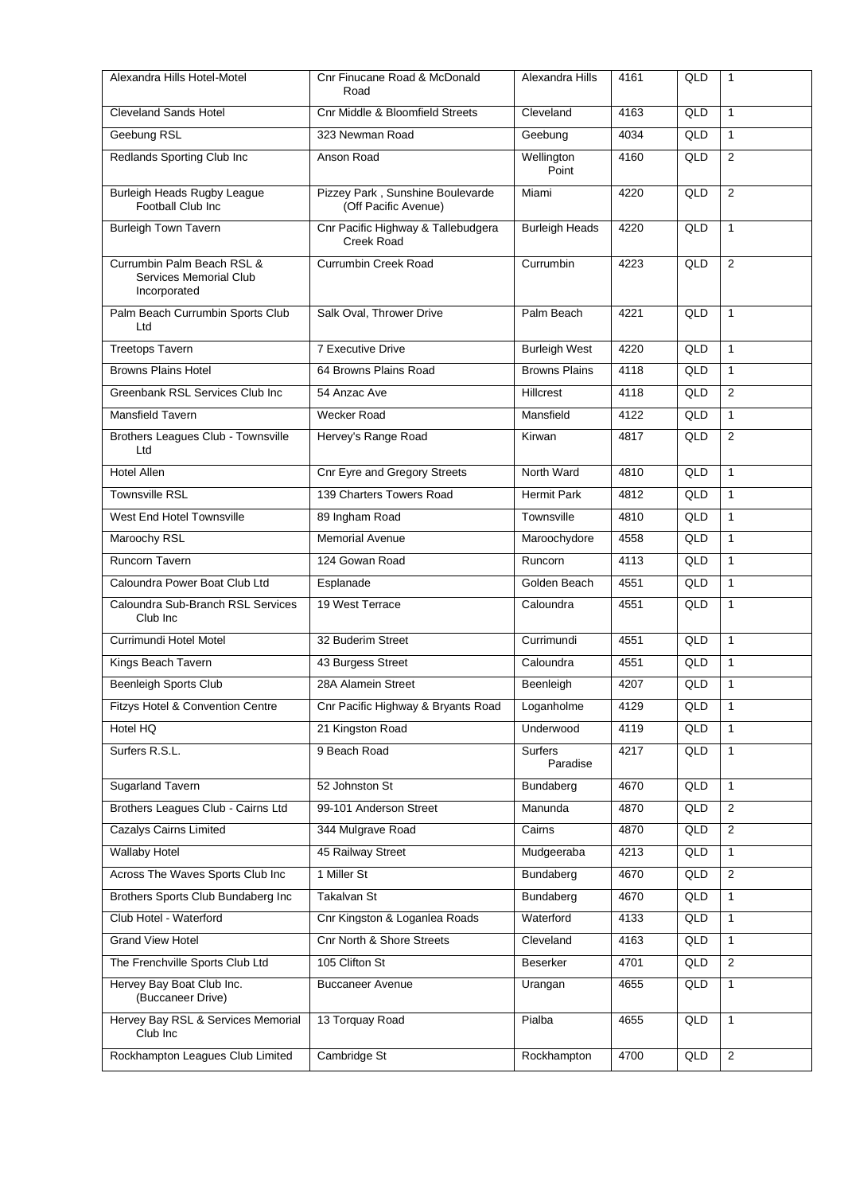| Alexandra Hills Hotel-Motel | Cnr Finucane Road & McDonald Road | Alexandra Hills | 4161 | QLD | 1 |
|---|---|---|---|---|---|
| Cleveland Sands Hotel | Cnr Middle & Bloomfield Streets | Cleveland | 4163 | QLD | 1 |
| Geebung RSL | 323 Newman Road | Geebung | 4034 | QLD | 1 |
| Redlands Sporting Club Inc | Anson Road | Wellington Point | 4160 | QLD | 2 |
| Burleigh Heads Rugby League Football Club Inc | Pizzey Park , Sunshine Boulevarde (Off Pacific Avenue) | Miami | 4220 | QLD | 2 |
| Burleigh Town Tavern | Cnr Pacific Highway & Tallebudgera Creek Road | Burleigh Heads | 4220 | QLD | 1 |
| Currumbin Palm Beach RSL & Services Memorial Club Incorporated | Currumbin Creek Road | Currumbin | 4223 | QLD | 2 |
| Palm Beach Currumbin Sports Club Ltd | Salk Oval, Thrower Drive | Palm Beach | 4221 | QLD | 1 |
| Treetops Tavern | 7 Executive Drive | Burleigh West | 4220 | QLD | 1 |
| Browns Plains Hotel | 64 Browns Plains Road | Browns Plains | 4118 | QLD | 1 |
| Greenbank RSL Services Club Inc | 54 Anzac Ave | Hillcrest | 4118 | QLD | 2 |
| Mansfield Tavern | Wecker Road | Mansfield | 4122 | QLD | 1 |
| Brothers Leagues Club - Townsville Ltd | Hervey's Range Road | Kirwan | 4817 | QLD | 2 |
| Hotel Allen | Cnr Eyre and Gregory Streets | North Ward | 4810 | QLD | 1 |
| Townsville RSL | 139 Charters Towers Road | Hermit Park | 4812 | QLD | 1 |
| West End Hotel Townsville | 89 Ingham Road | Townsville | 4810 | QLD | 1 |
| Maroochy RSL | Memorial Avenue | Maroochydore | 4558 | QLD | 1 |
| Runcorn Tavern | 124 Gowan Road | Runcorn | 4113 | QLD | 1 |
| Caloundra Power Boat Club Ltd | Esplanade | Golden Beach | 4551 | QLD | 1 |
| Caloundra Sub-Branch RSL Services Club Inc | 19 West Terrace | Caloundra | 4551 | QLD | 1 |
| Currimundi Hotel Motel | 32 Buderim Street | Currimundi | 4551 | QLD | 1 |
| Kings Beach Tavern | 43 Burgess Street | Caloundra | 4551 | QLD | 1 |
| Beenleigh Sports Club | 28A Alamein Street | Beenleigh | 4207 | QLD | 1 |
| Fitzys Hotel & Convention Centre | Cnr Pacific Highway & Bryants Road | Loganholme | 4129 | QLD | 1 |
| Hotel HQ | 21 Kingston Road | Underwood | 4119 | QLD | 1 |
| Surfers R.S.L. | 9 Beach Road | Surfers Paradise | 4217 | QLD | 1 |
| Sugarland Tavern | 52 Johnston St | Bundaberg | 4670 | QLD | 1 |
| Brothers Leagues Club - Cairns Ltd | 99-101 Anderson Street | Manunda | 4870 | QLD | 2 |
| Cazalys Cairns Limited | 344 Mulgrave Road | Cairns | 4870 | QLD | 2 |
| Wallaby Hotel | 45 Railway Street | Mudgeeraba | 4213 | QLD | 1 |
| Across The Waves Sports Club Inc | 1 Miller St | Bundaberg | 4670 | QLD | 2 |
| Brothers Sports Club Bundaberg Inc | Takalvan St | Bundaberg | 4670 | QLD | 1 |
| Club Hotel - Waterford | Cnr Kingston & Loganlea Roads | Waterford | 4133 | QLD | 1 |
| Grand View Hotel | Cnr North & Shore Streets | Cleveland | 4163 | QLD | 1 |
| The Frenchville Sports Club Ltd | 105 Clifton St | Beserker | 4701 | QLD | 2 |
| Hervey Bay Boat Club Inc. (Buccaneer Drive) | Buccaneer Avenue | Urangan | 4655 | QLD | 1 |
| Hervey Bay RSL & Services Memorial Club Inc | 13 Torquay Road | Pialba | 4655 | QLD | 1 |
| Rockhampton Leagues Club Limited | Cambridge St | Rockhampton | 4700 | QLD | 2 |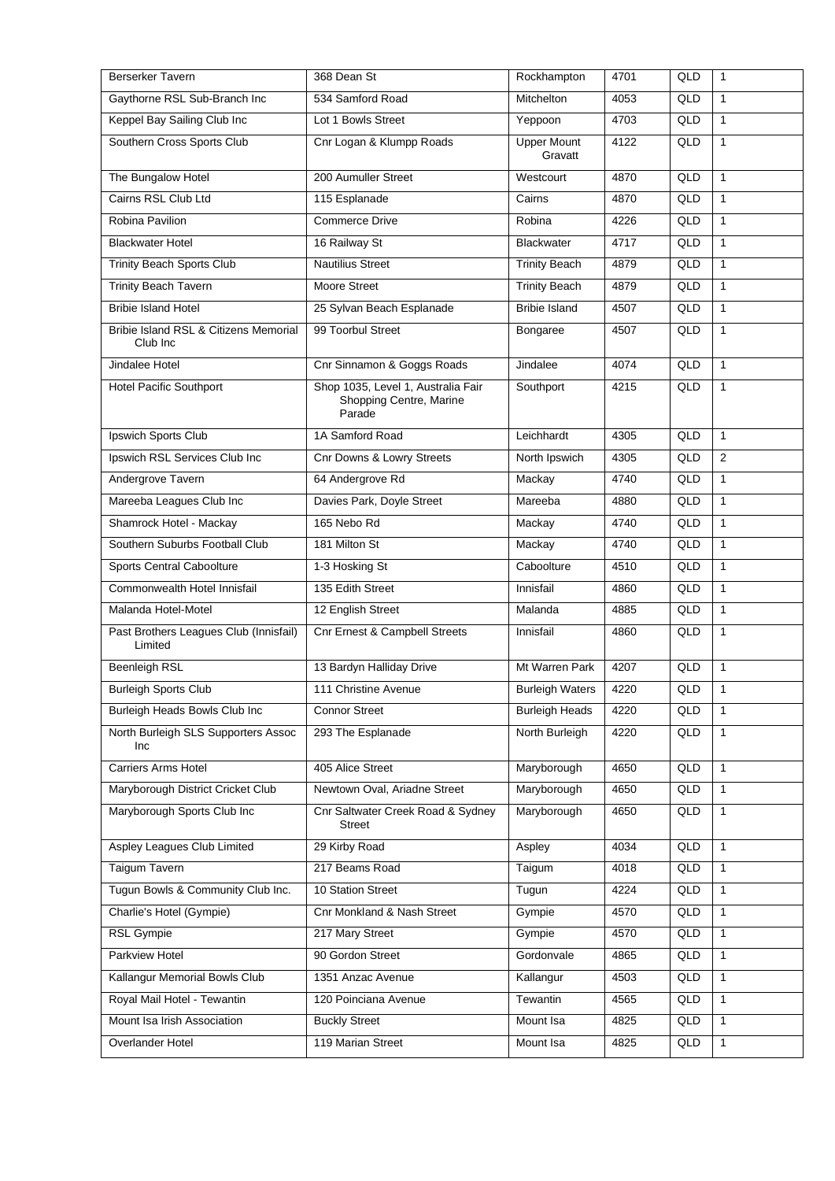| Berserker Tavern | 368 Dean St | Rockhampton | 4701 | QLD | 1 |
|---|---|---|---|---|---|
| Gaythorne RSL Sub-Branch Inc | 534 Samford Road | Mitchelton | 4053 | QLD | 1 |
| Keppel Bay Sailing Club Inc | Lot 1 Bowls Street | Yeppoon | 4703 | QLD | 1 |
| Southern Cross Sports Club | Cnr Logan & Klumpp Roads | Upper Mount Gravatt | 4122 | QLD | 1 |
| The Bungalow Hotel | 200 Aumuller Street | Westcourt | 4870 | QLD | 1 |
| Cairns RSL Club Ltd | 115 Esplanade | Cairns | 4870 | QLD | 1 |
| Robina Pavilion | Commerce Drive | Robina | 4226 | QLD | 1 |
| Blackwater Hotel | 16 Railway St | Blackwater | 4717 | QLD | 1 |
| Trinity Beach Sports Club | Nautilius Street | Trinity Beach | 4879 | QLD | 1 |
| Trinity Beach Tavern | Moore Street | Trinity Beach | 4879 | QLD | 1 |
| Bribie Island Hotel | 25 Sylvan Beach Esplanade | Bribie Island | 4507 | QLD | 1 |
| Bribie Island RSL & Citizens Memorial Club Inc | 99 Toorbul Street | Bongaree | 4507 | QLD | 1 |
| Jindalee Hotel | Cnr Sinnamon & Goggs Roads | Jindalee | 4074 | QLD | 1 |
| Hotel Pacific Southport | Shop 1035, Level 1, Australia Fair Shopping Centre, Marine Parade | Southport | 4215 | QLD | 1 |
| Ipswich Sports Club | 1A Samford Road | Leichhardt | 4305 | QLD | 1 |
| Ipswich RSL Services Club Inc | Cnr Downs & Lowry Streets | North Ipswich | 4305 | QLD | 2 |
| Andergrove Tavern | 64 Andergrove Rd | Mackay | 4740 | QLD | 1 |
| Mareeba Leagues Club Inc | Davies Park, Doyle Street | Mareeba | 4880 | QLD | 1 |
| Shamrock Hotel - Mackay | 165 Nebo Rd | Mackay | 4740 | QLD | 1 |
| Southern Suburbs Football Club | 181 Milton St | Mackay | 4740 | QLD | 1 |
| Sports Central Caboolture | 1-3 Hosking St | Caboolture | 4510 | QLD | 1 |
| Commonwealth Hotel Innisfail | 135 Edith Street | Innisfail | 4860 | QLD | 1 |
| Malanda Hotel-Motel | 12 English Street | Malanda | 4885 | QLD | 1 |
| Past Brothers Leagues Club (Innisfail) Limited | Cnr Ernest & Campbell Streets | Innisfail | 4860 | QLD | 1 |
| Beenleigh RSL | 13 Bardyn Halliday Drive | Mt Warren Park | 4207 | QLD | 1 |
| Burleigh Sports Club | 111 Christine Avenue | Burleigh Waters | 4220 | QLD | 1 |
| Burleigh Heads Bowls Club Inc | Connor Street | Burleigh Heads | 4220 | QLD | 1 |
| North Burleigh SLS Supporters Assoc Inc | 293 The Esplanade | North Burleigh | 4220 | QLD | 1 |
| Carriers Arms Hotel | 405 Alice Street | Maryborough | 4650 | QLD | 1 |
| Maryborough District Cricket Club | Newtown Oval, Ariadne Street | Maryborough | 4650 | QLD | 1 |
| Maryborough Sports Club Inc | Cnr Saltwater Creek Road & Sydney Street | Maryborough | 4650 | QLD | 1 |
| Aspley Leagues Club Limited | 29 Kirby Road | Aspley | 4034 | QLD | 1 |
| Taigum Tavern | 217 Beams Road | Taigum | 4018 | QLD | 1 |
| Tugun Bowls & Community Club Inc. | 10 Station Street | Tugun | 4224 | QLD | 1 |
| Charlie's Hotel (Gympie) | Cnr Monkland & Nash Street | Gympie | 4570 | QLD | 1 |
| RSL Gympie | 217 Mary Street | Gympie | 4570 | QLD | 1 |
| Parkview Hotel | 90 Gordon Street | Gordonvale | 4865 | QLD | 1 |
| Kallangur Memorial Bowls Club | 1351 Anzac Avenue | Kallangur | 4503 | QLD | 1 |
| Royal Mail Hotel - Tewantin | 120 Poinciana Avenue | Tewantin | 4565 | QLD | 1 |
| Mount Isa Irish Association | Buckly Street | Mount Isa | 4825 | QLD | 1 |
| Overlander Hotel | 119 Marian Street | Mount Isa | 4825 | QLD | 1 |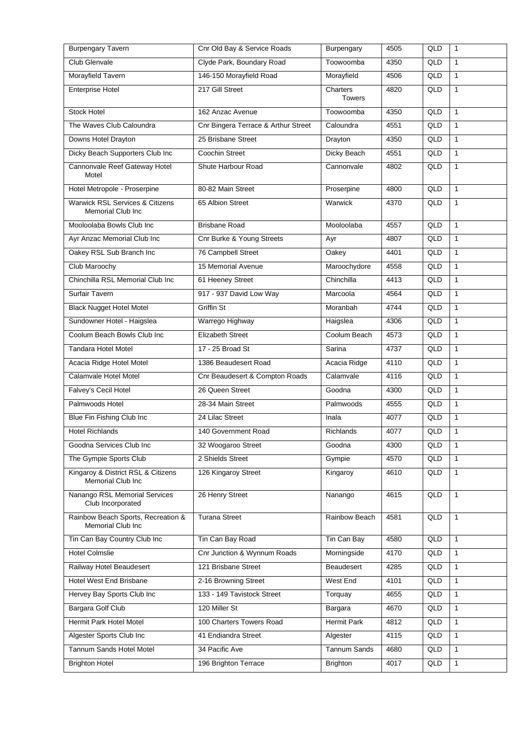| Burpengary Tavern | Cnr Old Bay & Service Roads | Burpengary | 4505 | QLD | 1 |
|---|---|---|---|---|---|
| Club Glenvale | Clyde Park, Boundary Road | Toowoomba | 4350 | QLD | 1 |
| Morayfield Tavern | 146-150 Morayfield Road | Morayfield | 4506 | QLD | 1 |
| Enterprise Hotel | 217 Gill Street | Charters Towers | 4820 | QLD | 1 |
| Stock Hotel | 162 Anzac Avenue | Toowoomba | 4350 | QLD | 1 |
| The Waves Club Caloundra | Cnr Bingera Terrace & Arthur Street | Caloundra | 4551 | QLD | 1 |
| Downs Hotel Drayton | 25 Brisbane Street | Drayton | 4350 | QLD | 1 |
| Dicky Beach Supporters Club Inc | Coochin Street | Dicky Beach | 4551 | QLD | 1 |
| Cannonvale Reef Gateway Hotel Motel | Shute Harbour Road | Cannonvale | 4802 | QLD | 1 |
| Hotel Metropole - Proserpine | 80-82 Main Street | Proserpine | 4800 | QLD | 1 |
| Warwick RSL Services & Citizens Memorial Club Inc | 65 Albion Street | Warwick | 4370 | QLD | 1 |
| Mooloolaba Bowls Club Inc | Brisbane Road | Mooloolaba | 4557 | QLD | 1 |
| Ayr Anzac Memorial Club Inc | Cnr Burke & Young Streets | Ayr | 4807 | QLD | 1 |
| Oakey RSL Sub Branch Inc | 76 Campbell Street | Oakey | 4401 | QLD | 1 |
| Club Maroochy | 15 Memorial Avenue | Maroochydore | 4558 | QLD | 1 |
| Chinchilla RSL Memorial Club Inc | 61 Heeney Street | Chinchilla | 4413 | QLD | 1 |
| Surfair Tavern | 917 - 937 David Low Way | Marcoola | 4564 | QLD | 1 |
| Black Nugget Hotel Motel | Griffin St | Moranbah | 4744 | QLD | 1 |
| Sundowner Hotel - Haigslea | Warrego Highway | Haigslea | 4306 | QLD | 1 |
| Coolum Beach Bowls Club Inc | Elizabeth Street | Coolum Beach | 4573 | QLD | 1 |
| Tandara Hotel Motel | 17 - 25 Broad St | Sarina | 4737 | QLD | 1 |
| Acacia Ridge Hotel Motel | 1386 Beaudesert Road | Acacia Ridge | 4110 | QLD | 1 |
| Calamvale Hotel Motel | Cnr Beaudesert & Compton Roads | Calamvale | 4116 | QLD | 1 |
| Falvey's Cecil Hotel | 26 Queen Street | Goodna | 4300 | QLD | 1 |
| Palmwoods Hotel | 28-34 Main Street | Palmwoods | 4555 | QLD | 1 |
| Blue Fin Fishing Club Inc | 24 Lilac Street | Inala | 4077 | QLD | 1 |
| Hotel Richlands | 140 Government Road | Richlands | 4077 | QLD | 1 |
| Goodna Services Club Inc | 32 Woogaroo Street | Goodna | 4300 | QLD | 1 |
| The Gympie Sports Club | 2 Shields Street | Gympie | 4570 | QLD | 1 |
| Kingaroy & District RSL & Citizens Memorial Club Inc | 126 Kingaroy Street | Kingaroy | 4610 | QLD | 1 |
| Nanango RSL Memorial Services Club Incorporated | 26 Henry Street | Nanango | 4615 | QLD | 1 |
| Rainbow Beach Sports, Recreation & Memorial Club Inc | Turana Street | Rainbow Beach | 4581 | QLD | 1 |
| Tin Can Bay Country Club Inc | Tin Can Bay Road | Tin Can Bay | 4580 | QLD | 1 |
| Hotel Colmslie | Cnr Junction & Wynnum Roads | Morningside | 4170 | QLD | 1 |
| Railway Hotel Beaudesert | 121 Brisbane Street | Beaudesert | 4285 | QLD | 1 |
| Hotel West End Brisbane | 2-16 Browning Street | West End | 4101 | QLD | 1 |
| Hervey Bay Sports Club Inc | 133 - 149 Tavistock Street | Torquay | 4655 | QLD | 1 |
| Bargara Golf Club | 120 Miller St | Bargara | 4670 | QLD | 1 |
| Hermit Park Hotel Motel | 100 Charters Towers Road | Hermit Park | 4812 | QLD | 1 |
| Algester Sports Club Inc | 41 Endiandra Street | Algester | 4115 | QLD | 1 |
| Tannum Sands Hotel Motel | 34 Pacific Ave | Tannum Sands | 4680 | QLD | 1 |
| Brighton Hotel | 196 Brighton Terrace | Brighton | 4017 | QLD | 1 |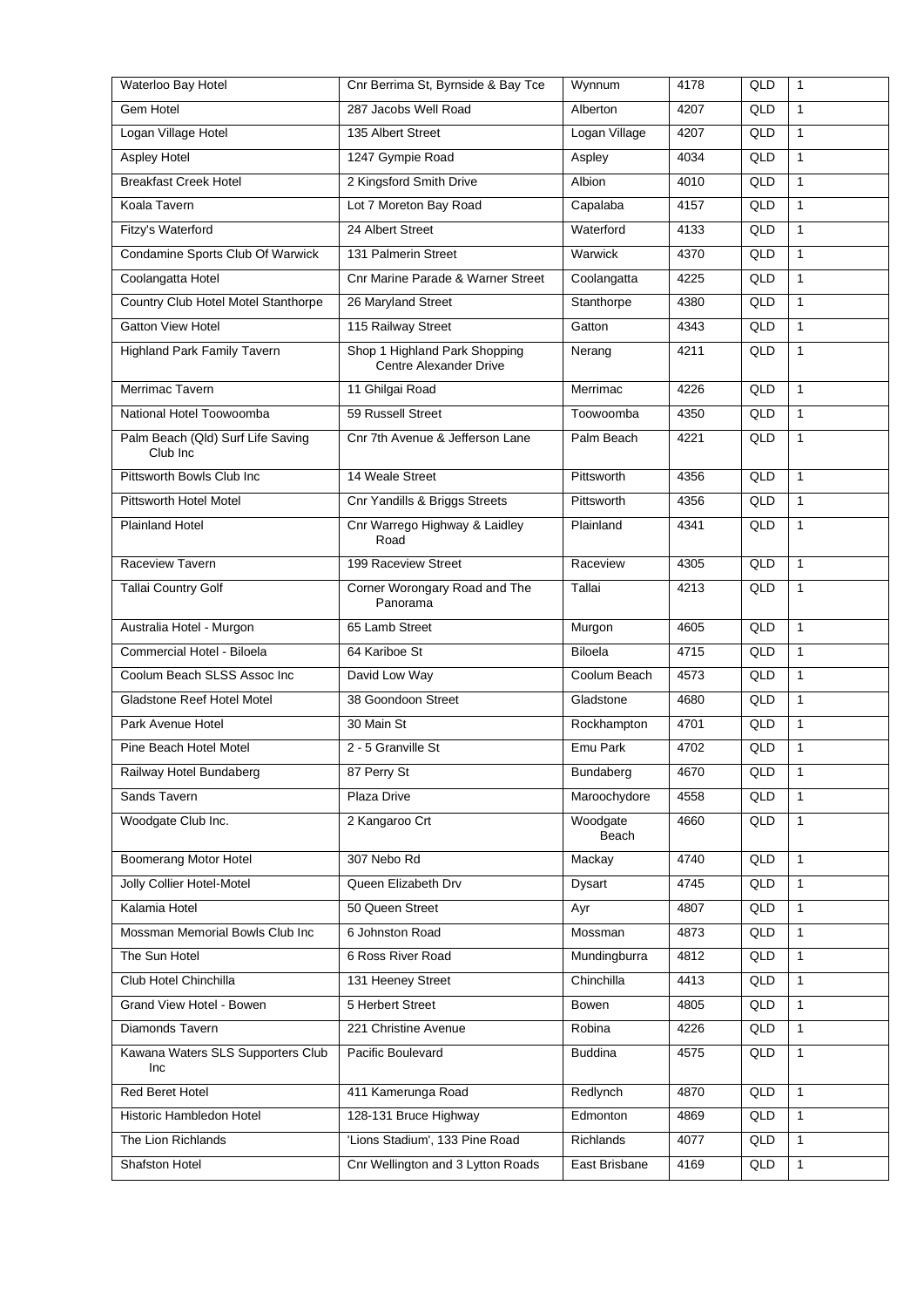| Waterloo Bay Hotel | Cnr Berrima St, Byrnside & Bay Tce | Wynnum | 4178 | QLD | 1 |
|---|---|---|---|---|---|
| Gem Hotel | 287 Jacobs Well Road | Alberton | 4207 | QLD | 1 |
| Logan Village Hotel | 135 Albert Street | Logan Village | 4207 | QLD | 1 |
| Aspley Hotel | 1247 Gympie Road | Aspley | 4034 | QLD | 1 |
| Breakfast Creek Hotel | 2 Kingsford Smith Drive | Albion | 4010 | QLD | 1 |
| Koala Tavern | Lot 7 Moreton Bay Road | Capalaba | 4157 | QLD | 1 |
| Fitzy's Waterford | 24 Albert Street | Waterford | 4133 | QLD | 1 |
| Condamine Sports Club Of Warwick | 131 Palmerin Street | Warwick | 4370 | QLD | 1 |
| Coolangatta Hotel | Cnr Marine Parade & Warner Street | Coolangatta | 4225 | QLD | 1 |
| Country Club Hotel Motel Stanthorpe | 26 Maryland Street | Stanthorpe | 4380 | QLD | 1 |
| Gatton View Hotel | 115 Railway Street | Gatton | 4343 | QLD | 1 |
| Highland Park Family Tavern | Shop 1 Highland Park Shopping Centre Alexander Drive | Nerang | 4211 | QLD | 1 |
| Merrimac Tavern | 11 Ghilgai Road | Merrimac | 4226 | QLD | 1 |
| National Hotel Toowoomba | 59 Russell Street | Toowoomba | 4350 | QLD | 1 |
| Palm Beach (Qld) Surf Life Saving Club Inc | Cnr 7th Avenue & Jefferson Lane | Palm Beach | 4221 | QLD | 1 |
| Pittsworth Bowls Club Inc | 14 Weale Street | Pittsworth | 4356 | QLD | 1 |
| Pittsworth Hotel Motel | Cnr Yandills & Briggs Streets | Pittsworth | 4356 | QLD | 1 |
| Plainland Hotel | Cnr Warrego Highway & Laidley Road | Plainland | 4341 | QLD | 1 |
| Raceview Tavern | 199 Raceview Street | Raceview | 4305 | QLD | 1 |
| Tallai Country Golf | Corner Worongary Road and The Panorama | Tallai | 4213 | QLD | 1 |
| Australia Hotel - Murgon | 65 Lamb Street | Murgon | 4605 | QLD | 1 |
| Commercial Hotel - Biloela | 64 Kariboe St | Biloela | 4715 | QLD | 1 |
| Coolum Beach SLSS Assoc Inc | David Low Way | Coolum Beach | 4573 | QLD | 1 |
| Gladstone Reef Hotel Motel | 38 Goondoon Street | Gladstone | 4680 | QLD | 1 |
| Park Avenue Hotel | 30 Main St | Rockhampton | 4701 | QLD | 1 |
| Pine Beach Hotel Motel | 2 - 5 Granville St | Emu Park | 4702 | QLD | 1 |
| Railway Hotel Bundaberg | 87 Perry St | Bundaberg | 4670 | QLD | 1 |
| Sands Tavern | Plaza Drive | Maroochydore | 4558 | QLD | 1 |
| Woodgate Club Inc. | 2 Kangaroo Crt | Woodgate Beach | 4660 | QLD | 1 |
| Boomerang Motor Hotel | 307 Nebo Rd | Mackay | 4740 | QLD | 1 |
| Jolly Collier Hotel-Motel | Queen Elizabeth Drv | Dysart | 4745 | QLD | 1 |
| Kalamia Hotel | 50 Queen Street | Ayr | 4807 | QLD | 1 |
| Mossman Memorial Bowls Club Inc | 6 Johnston Road | Mossman | 4873 | QLD | 1 |
| The Sun Hotel | 6 Ross River Road | Mundingburra | 4812 | QLD | 1 |
| Club Hotel Chinchilla | 131 Heeney Street | Chinchilla | 4413 | QLD | 1 |
| Grand View Hotel - Bowen | 5 Herbert Street | Bowen | 4805 | QLD | 1 |
| Diamonds Tavern | 221 Christine Avenue | Robina | 4226 | QLD | 1 |
| Kawana Waters SLS Supporters Club Inc | Pacific Boulevard | Buddina | 4575 | QLD | 1 |
| Red Beret Hotel | 411 Kamerunga Road | Redlynch | 4870 | QLD | 1 |
| Historic Hambledon Hotel | 128-131 Bruce Highway | Edmonton | 4869 | QLD | 1 |
| The Lion Richlands | 'Lions Stadium', 133 Pine Road | Richlands | 4077 | QLD | 1 |
| Shafston Hotel | Cnr Wellington and 3 Lytton Roads | East Brisbane | 4169 | QLD | 1 |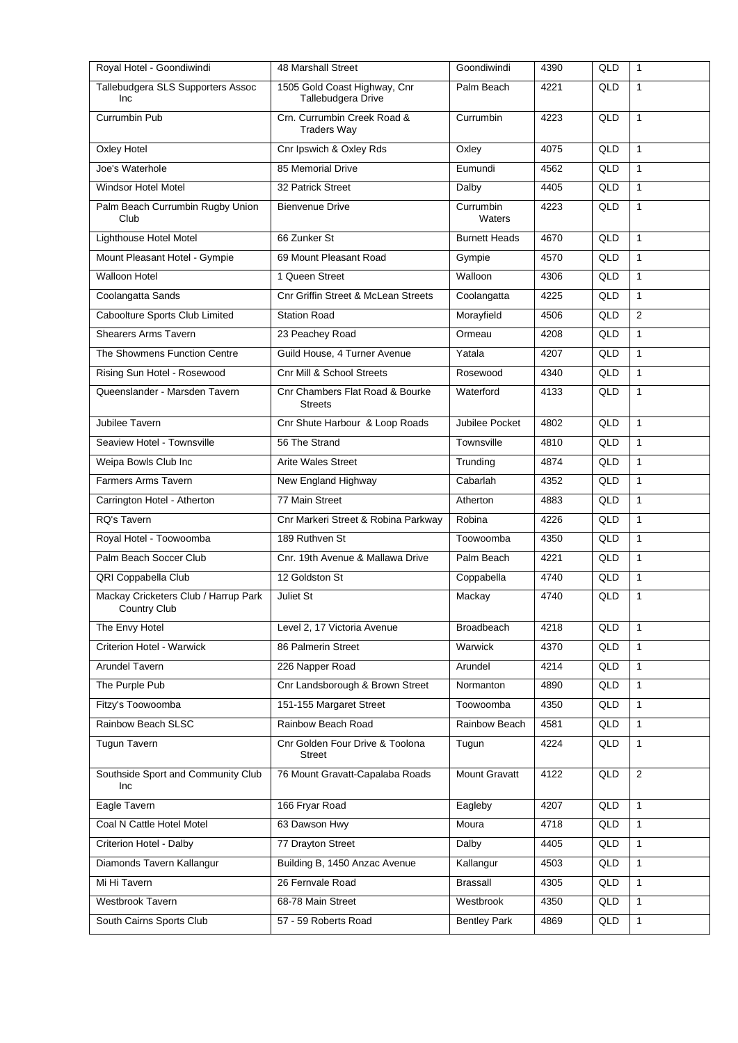| Royal Hotel - Goondiwindi | 48 Marshall Street | Goondiwindi | 4390 | QLD | 1 |
|---|---|---|---|---|---|
| Tallebudgera SLS Supporters Assoc Inc | 1505 Gold Coast Highway, Cnr Tallebudgera Drive | Palm Beach | 4221 | QLD | 1 |
| Currumbin Pub | Crn. Currumbin Creek Road & Traders Way | Currumbin | 4223 | QLD | 1 |
| Oxley Hotel | Cnr Ipswich & Oxley Rds | Oxley | 4075 | QLD | 1 |
| Joe's Waterhole | 85 Memorial Drive | Eumundi | 4562 | QLD | 1 |
| Windsor Hotel Motel | 32 Patrick Street | Dalby | 4405 | QLD | 1 |
| Palm Beach Currumbin Rugby Union Club | Bienvenue Drive | Currumbin Waters | 4223 | QLD | 1 |
| Lighthouse Hotel Motel | 66 Zunker St | Burnett Heads | 4670 | QLD | 1 |
| Mount Pleasant Hotel - Gympie | 69 Mount Pleasant Road | Gympie | 4570 | QLD | 1 |
| Walloon Hotel | 1 Queen Street | Walloon | 4306 | QLD | 1 |
| Coolangatta Sands | Cnr Griffin Street & McLean Streets | Coolangatta | 4225 | QLD | 1 |
| Caboolture Sports Club Limited | Station Road | Morayfield | 4506 | QLD | 2 |
| Shearers Arms Tavern | 23 Peachey Road | Ormeau | 4208 | QLD | 1 |
| The Showmens Function Centre | Guild House, 4 Turner Avenue | Yatala | 4207 | QLD | 1 |
| Rising Sun Hotel - Rosewood | Cnr Mill & School Streets | Rosewood | 4340 | QLD | 1 |
| Queenslander - Marsden Tavern | Cnr Chambers Flat Road & Bourke Streets | Waterford | 4133 | QLD | 1 |
| Jubilee Tavern | Cnr Shute Harbour & Loop Roads | Jubilee Pocket | 4802 | QLD | 1 |
| Seaview Hotel - Townsville | 56 The Strand | Townsville | 4810 | QLD | 1 |
| Weipa Bowls Club Inc | Arite Wales Street | Trunding | 4874 | QLD | 1 |
| Farmers Arms Tavern | New England Highway | Cabarlah | 4352 | QLD | 1 |
| Carrington Hotel - Atherton | 77 Main Street | Atherton | 4883 | QLD | 1 |
| RQ's Tavern | Cnr Markeri Street & Robina Parkway | Robina | 4226 | QLD | 1 |
| Royal Hotel - Toowoomba | 189 Ruthven St | Toowoomba | 4350 | QLD | 1 |
| Palm Beach Soccer Club | Cnr. 19th Avenue & Mallawa Drive | Palm Beach | 4221 | QLD | 1 |
| QRI Coppabella Club | 12 Goldston St | Coppabella | 4740 | QLD | 1 |
| Mackay Cricketers Club / Harrup Park Country Club | Juliet St | Mackay | 4740 | QLD | 1 |
| The Envy Hotel | Level 2, 17 Victoria Avenue | Broadbeach | 4218 | QLD | 1 |
| Criterion Hotel - Warwick | 86 Palmerin Street | Warwick | 4370 | QLD | 1 |
| Arundel Tavern | 226 Napper Road | Arundel | 4214 | QLD | 1 |
| The Purple Pub | Cnr Landsborough & Brown Street | Normanton | 4890 | QLD | 1 |
| Fitzy's Toowoomba | 151-155 Margaret Street | Toowoomba | 4350 | QLD | 1 |
| Rainbow Beach SLSC | Rainbow Beach Road | Rainbow Beach | 4581 | QLD | 1 |
| Tugun Tavern | Cnr Golden Four Drive & Toolona Street | Tugun | 4224 | QLD | 1 |
| Southside Sport and Community Club Inc | 76 Mount Gravatt-Capalaba Roads | Mount Gravatt | 4122 | QLD | 2 |
| Eagle Tavern | 166 Fryar Road | Eagleby | 4207 | QLD | 1 |
| Coal N Cattle Hotel Motel | 63 Dawson Hwy | Moura | 4718 | QLD | 1 |
| Criterion Hotel - Dalby | 77 Drayton Street | Dalby | 4405 | QLD | 1 |
| Diamonds Tavern Kallangur | Building B, 1450 Anzac Avenue | Kallangur | 4503 | QLD | 1 |
| Mi Hi Tavern | 26 Fernvale Road | Brassall | 4305 | QLD | 1 |
| Westbrook Tavern | 68-78 Main Street | Westbrook | 4350 | QLD | 1 |
| South Cairns Sports Club | 57 - 59 Roberts Road | Bentley Park | 4869 | QLD | 1 |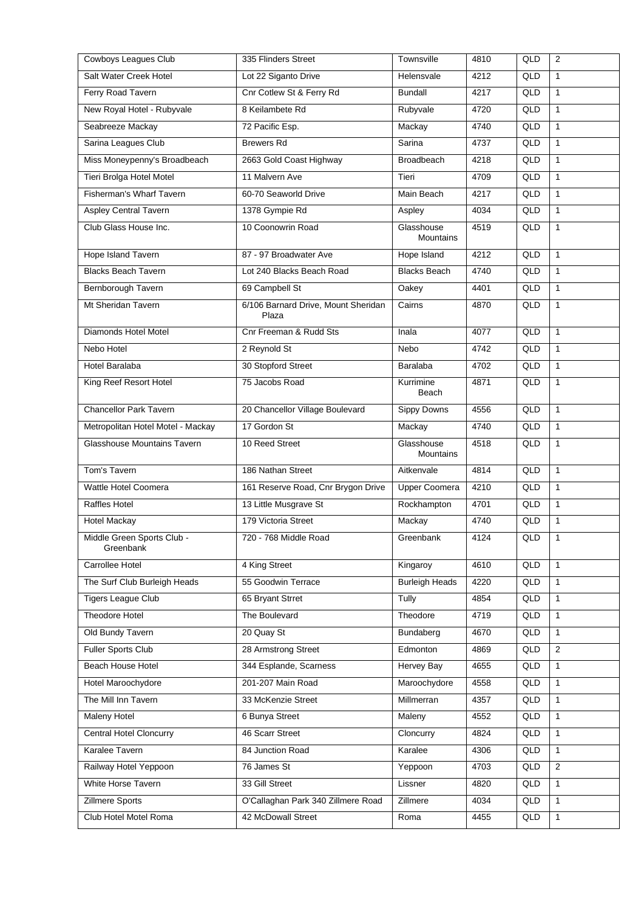| Cowboys Leagues Club | 335 Flinders Street | Townsville | 4810 | QLD | 2 |
|---|---|---|---|---|---|
| Salt Water Creek Hotel | Lot 22 Siganto Drive | Helensvale | 4212 | QLD | 1 |
| Ferry Road Tavern | Cnr Cotlew St & Ferry Rd | Bundall | 4217 | QLD | 1 |
| New Royal Hotel - Rubyvale | 8 Keilambete Rd | Rubyvale | 4720 | QLD | 1 |
| Seabreeze Mackay | 72 Pacific Esp. | Mackay | 4740 | QLD | 1 |
| Sarina Leagues Club | Brewers Rd | Sarina | 4737 | QLD | 1 |
| Miss Moneypenny's Broadbeach | 2663 Gold Coast Highway | Broadbeach | 4218 | QLD | 1 |
| Tieri Brolga Hotel Motel | 11 Malvern Ave | Tieri | 4709 | QLD | 1 |
| Fisherman's Wharf Tavern | 60-70 Seaworld Drive | Main Beach | 4217 | QLD | 1 |
| Aspley Central Tavern | 1378 Gympie Rd | Aspley | 4034 | QLD | 1 |
| Club Glass House Inc. | 10 Coonowrin Road | Glasshouse Mountains | 4519 | QLD | 1 |
| Hope Island Tavern | 87 - 97 Broadwater Ave | Hope Island | 4212 | QLD | 1 |
| Blacks Beach Tavern | Lot 240 Blacks Beach Road | Blacks Beach | 4740 | QLD | 1 |
| Bernborough Tavern | 69 Campbell St | Oakey | 4401 | QLD | 1 |
| Mt Sheridan Tavern | 6/106 Barnard Drive, Mount Sheridan Plaza | Cairns | 4870 | QLD | 1 |
| Diamonds Hotel Motel | Cnr Freeman & Rudd Sts | Inala | 4077 | QLD | 1 |
| Nebo Hotel | 2 Reynold St | Nebo | 4742 | QLD | 1 |
| Hotel Baralaba | 30 Stopford Street | Baralaba | 4702 | QLD | 1 |
| King Reef Resort Hotel | 75 Jacobs Road | Kurrimine Beach | 4871 | QLD | 1 |
| Chancellor Park Tavern | 20 Chancellor Village Boulevard | Sippy Downs | 4556 | QLD | 1 |
| Metropolitan Hotel Motel - Mackay | 17 Gordon St | Mackay | 4740 | QLD | 1 |
| Glasshouse Mountains Tavern | 10 Reed Street | Glasshouse Mountains | 4518 | QLD | 1 |
| Tom's Tavern | 186 Nathan Street | Aitkenvale | 4814 | QLD | 1 |
| Wattle Hotel Coomera | 161 Reserve Road, Cnr Brygon Drive | Upper Coomera | 4210 | QLD | 1 |
| Raffles Hotel | 13 Little Musgrave St | Rockhampton | 4701 | QLD | 1 |
| Hotel Mackay | 179 Victoria Street | Mackay | 4740 | QLD | 1 |
| Middle Green Sports Club - Greenbank | 720 - 768 Middle Road | Greenbank | 4124 | QLD | 1 |
| Carrollee Hotel | 4 King Street | Kingaroy | 4610 | QLD | 1 |
| The Surf Club Burleigh Heads | 55 Goodwin Terrace | Burleigh Heads | 4220 | QLD | 1 |
| Tigers League Club | 65 Bryant Strret | Tully | 4854 | QLD | 1 |
| Theodore Hotel | The Boulevard | Theodore | 4719 | QLD | 1 |
| Old Bundy Tavern | 20 Quay St | Bundaberg | 4670 | QLD | 1 |
| Fuller Sports Club | 28 Armstrong Street | Edmonton | 4869 | QLD | 2 |
| Beach House Hotel | 344 Esplande, Scarness | Hervey Bay | 4655 | QLD | 1 |
| Hotel Maroochydore | 201-207 Main Road | Maroochydore | 4558 | QLD | 1 |
| The Mill Inn Tavern | 33 McKenzie Street | Millmerran | 4357 | QLD | 1 |
| Maleny Hotel | 6 Bunya Street | Maleny | 4552 | QLD | 1 |
| Central Hotel Cloncurry | 46 Scarr Street | Cloncurry | 4824 | QLD | 1 |
| Karalee Tavern | 84 Junction Road | Karalee | 4306 | QLD | 1 |
| Railway Hotel Yeppoon | 76 James St | Yeppoon | 4703 | QLD | 2 |
| White Horse Tavern | 33 Gill Street | Lissner | 4820 | QLD | 1 |
| Zillmere Sports | O'Callaghan Park 340 Zillmere Road | Zillmere | 4034 | QLD | 1 |
| Club Hotel Motel Roma | 42 McDowall Street | Roma | 4455 | QLD | 1 |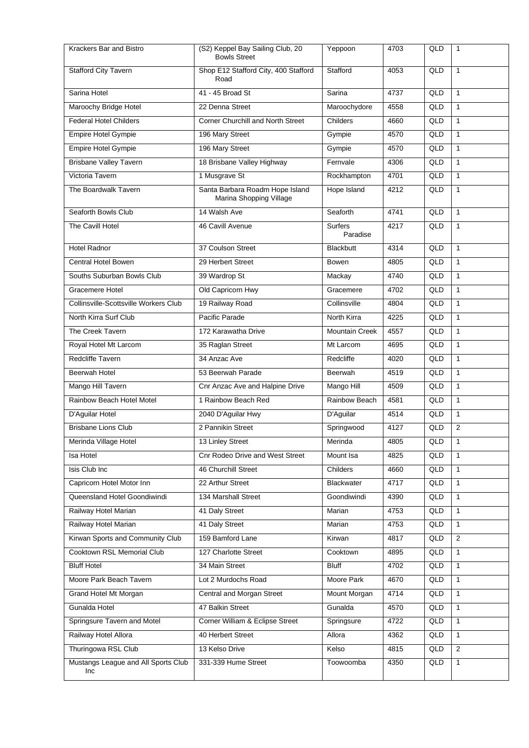| Krackers Bar and Bistro | (S2) Keppel Bay Sailing Club, 20 Bowls Street | Yeppoon | 4703 | QLD | 1 |
|---|---|---|---|---|---|
| Stafford City Tavern | Shop E12 Stafford City, 400 Stafford Road | Stafford | 4053 | QLD | 1 |
| Sarina Hotel | 41 - 45 Broad St | Sarina | 4737 | QLD | 1 |
| Maroochy Bridge Hotel | 22 Denna Street | Maroochydore | 4558 | QLD | 1 |
| Federal Hotel Childers | Corner Churchill and North Street | Childers | 4660 | QLD | 1 |
| Empire Hotel Gympie | 196 Mary Street | Gympie | 4570 | QLD | 1 |
| Empire Hotel Gympie | 196 Mary Street | Gympie | 4570 | QLD | 1 |
| Brisbane Valley Tavern | 18 Brisbane Valley Highway | Fernvale | 4306 | QLD | 1 |
| Victoria Tavern | 1 Musgrave St | Rockhampton | 4701 | QLD | 1 |
| The Boardwalk Tavern | Santa Barbara Roadm Hope Island Marina Shopping Village | Hope Island | 4212 | QLD | 1 |
| Seaforth Bowls Club | 14 Walsh Ave | Seaforth | 4741 | QLD | 1 |
| The Cavill Hotel | 46 Cavill Avenue | Surfers Paradise | 4217 | QLD | 1 |
| Hotel Radnor | 37 Coulson Street | Blackbutt | 4314 | QLD | 1 |
| Central Hotel Bowen | 29 Herbert Street | Bowen | 4805 | QLD | 1 |
| Souths Suburban Bowls Club | 39 Wardrop St | Mackay | 4740 | QLD | 1 |
| Gracemere Hotel | Old Capricorn Hwy | Gracemere | 4702 | QLD | 1 |
| Collinsville-Scottsville Workers Club | 19 Railway Road | Collinsville | 4804 | QLD | 1 |
| North Kirra Surf Club | Pacific Parade | North Kirra | 4225 | QLD | 1 |
| The Creek Tavern | 172 Karawatha Drive | Mountain Creek | 4557 | QLD | 1 |
| Royal Hotel Mt Larcom | 35 Raglan Street | Mt Larcom | 4695 | QLD | 1 |
| Redcliffe Tavern | 34 Anzac Ave | Redcliffe | 4020 | QLD | 1 |
| Beerwah Hotel | 53 Beerwah Parade | Beerwah | 4519 | QLD | 1 |
| Mango Hill Tavern | Cnr Anzac Ave and Halpine Drive | Mango Hill | 4509 | QLD | 1 |
| Rainbow Beach Hotel Motel | 1 Rainbow Beach Red | Rainbow Beach | 4581 | QLD | 1 |
| D'Aguilar Hotel | 2040 D'Aguilar Hwy | D'Aguilar | 4514 | QLD | 1 |
| Brisbane Lions Club | 2 Pannikin Street | Springwood | 4127 | QLD | 2 |
| Merinda Village Hotel | 13 Linley Street | Merinda | 4805 | QLD | 1 |
| Isa Hotel | Cnr Rodeo Drive and West Street | Mount Isa | 4825 | QLD | 1 |
| Isis Club Inc | 46 Churchill Street | Childers | 4660 | QLD | 1 |
| Capricorn Hotel Motor Inn | 22 Arthur Street | Blackwater | 4717 | QLD | 1 |
| Queensland Hotel Goondiwindi | 134 Marshall Street | Goondiwindi | 4390 | QLD | 1 |
| Railway Hotel Marian | 41 Daly Street | Marian | 4753 | QLD | 1 |
| Railway Hotel Marian | 41 Daly Street | Marian | 4753 | QLD | 1 |
| Kirwan Sports and Community Club | 159 Bamford Lane | Kirwan | 4817 | QLD | 2 |
| Cooktown RSL Memorial Club | 127 Charlotte Street | Cooktown | 4895 | QLD | 1 |
| Bluff Hotel | 34 Main Street | Bluff | 4702 | QLD | 1 |
| Moore Park Beach Tavern | Lot 2 Murdochs Road | Moore Park | 4670 | QLD | 1 |
| Grand Hotel Mt Morgan | Central and Morgan Street | Mount Morgan | 4714 | QLD | 1 |
| Gunalda Hotel | 47 Balkin Street | Gunalda | 4570 | QLD | 1 |
| Springsure Tavern and Motel | Corner William & Eclipse Street | Springsure | 4722 | QLD | 1 |
| Railway Hotel Allora | 40 Herbert Street | Allora | 4362 | QLD | 1 |
| Thuringowa RSL Club | 13 Kelso Drive | Kelso | 4815 | QLD | 2 |
| Mustangs League and All Sports Club Inc | 331-339 Hume Street | Toowoomba | 4350 | QLD | 1 |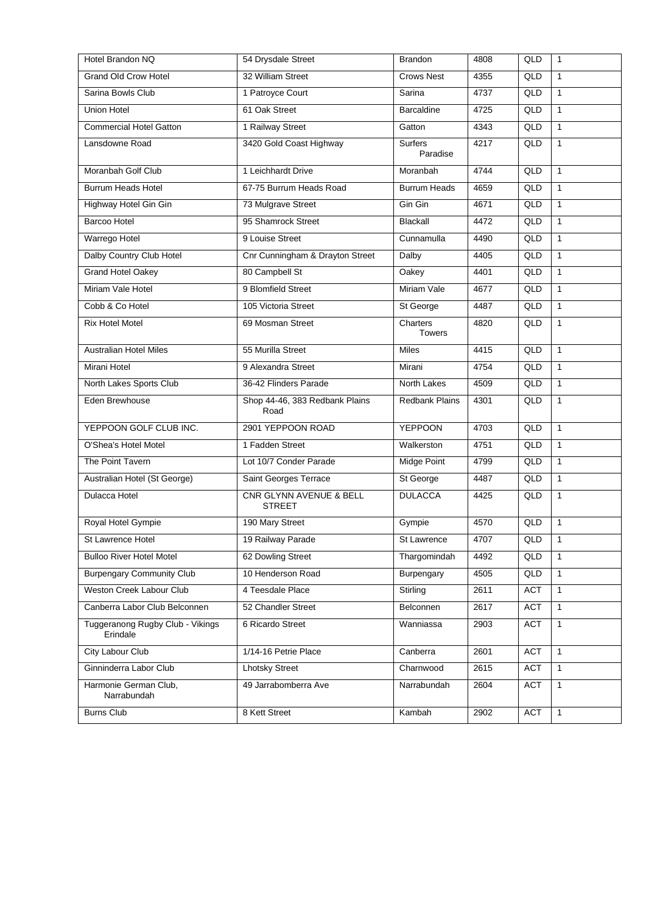| | | | | | |
|---|---|---|---|---|---|
| Hotel Brandon NQ | 54 Drysdale Street | Brandon | 4808 | QLD | 1 |
| Grand Old Crow Hotel | 32 William Street | Crows Nest | 4355 | QLD | 1 |
| Sarina Bowls Club | 1 Patroyce Court | Sarina | 4737 | QLD | 1 |
| Union Hotel | 61 Oak Street | Barcaldine | 4725 | QLD | 1 |
| Commercial Hotel Gatton | 1 Railway Street | Gatton | 4343 | QLD | 1 |
| Lansdowne Road | 3420 Gold Coast Highway | Surfers Paradise | 4217 | QLD | 1 |
| Moranbah Golf Club | 1 Leichhardt Drive | Moranbah | 4744 | QLD | 1 |
| Burrum Heads Hotel | 67-75 Burrum Heads Road | Burrum Heads | 4659 | QLD | 1 |
| Highway Hotel Gin Gin | 73 Mulgrave Street | Gin Gin | 4671 | QLD | 1 |
| Barcoo Hotel | 95 Shamrock Street | Blackall | 4472 | QLD | 1 |
| Warrego Hotel | 9 Louise Street | Cunnamulla | 4490 | QLD | 1 |
| Dalby Country Club Hotel | Cnr Cunningham & Drayton Street | Dalby | 4405 | QLD | 1 |
| Grand Hotel Oakey | 80 Campbell St | Oakey | 4401 | QLD | 1 |
| Miriam Vale Hotel | 9 Blomfield Street | Miriam Vale | 4677 | QLD | 1 |
| Cobb & Co Hotel | 105 Victoria Street | St George | 4487 | QLD | 1 |
| Rix Hotel Motel | 69 Mosman Street | Charters Towers | 4820 | QLD | 1 |
| Australian Hotel Miles | 55 Murilla Street | Miles | 4415 | QLD | 1 |
| Mirani Hotel | 9 Alexandra Street | Mirani | 4754 | QLD | 1 |
| North Lakes Sports Club | 36-42 Flinders Parade | North Lakes | 4509 | QLD | 1 |
| Eden Brewhouse | Shop 44-46, 383 Redbank Plains Road | Redbank Plains | 4301 | QLD | 1 |
| YEPPOON GOLF CLUB INC. | 2901 YEPPOON ROAD | YEPPOON | 4703 | QLD | 1 |
| O'Shea's Hotel Motel | 1 Fadden Street | Walkerston | 4751 | QLD | 1 |
| The Point Tavern | Lot 10/7 Conder Parade | Midge Point | 4799 | QLD | 1 |
| Australian Hotel (St George) | Saint Georges Terrace | St George | 4487 | QLD | 1 |
| Dulacca Hotel | CNR GLYNN AVENUE & BELL STREET | DULACCA | 4425 | QLD | 1 |
| Royal Hotel Gympie | 190 Mary Street | Gympie | 4570 | QLD | 1 |
| St Lawrence Hotel | 19 Railway Parade | St Lawrence | 4707 | QLD | 1 |
| Bulloo River Hotel Motel | 62 Dowling Street | Thargomindah | 4492 | QLD | 1 |
| Burpengary Community Club | 10 Henderson Road | Burpengary | 4505 | QLD | 1 |
| Weston Creek Labour Club | 4 Teesdale Place | Stirling | 2611 | ACT | 1 |
| Canberra Labor Club Belconnen | 52 Chandler Street | Belconnen | 2617 | ACT | 1 |
| Tuggeranong Rugby Club - Vikings Erindale | 6 Ricardo Street | Wanniassa | 2903 | ACT | 1 |
| City Labour Club | 1/14-16 Petrie Place | Canberra | 2601 | ACT | 1 |
| Ginninderra Labor Club | Lhotsky Street | Charnwood | 2615 | ACT | 1 |
| Harmonie German Club, Narrabundah | 49 Jarrabomberra Ave | Narrabundah | 2604 | ACT | 1 |
| Burns Club | 8 Kett Street | Kambah | 2902 | ACT | 1 |